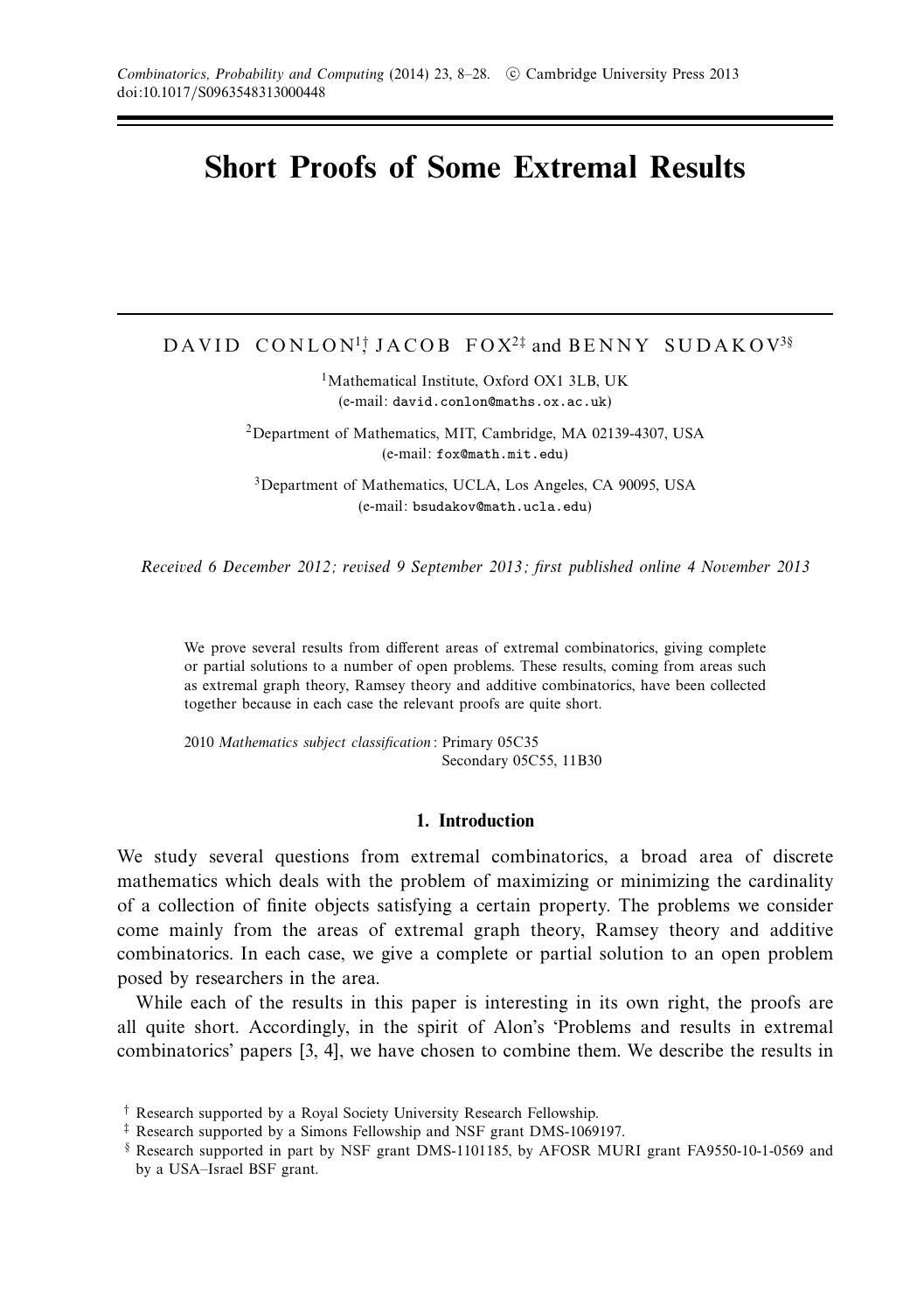# Short Proofs of Some Extremal Results

DAVID CONLON[1,†], JACOB FOX[2,‡] and BENNY SUDAKOV[3,§]

[1]Mathematical Institute, Oxford OX1 3LB, UK
(e-mail: david.conlon@maths.ox.ac.uk)

[2]Department of Mathematics, MIT, Cambridge, MA 02139-4307, USA
(e-mail: fox@math.mit.edu)

[3]Department of Mathematics, UCLA, Los Angeles, CA 90095, USA
(e-mail: bsudakov@math.ucla.edu)

*Received 6 December 2012; revised 9 September 2013; first published online 4 November 2013*

We prove several results from different areas of extremal combinatorics, giving complete or partial solutions to a number of open problems. These results, coming from areas such as extremal graph theory, Ramsey theory and additive combinatorics, have been collected together because in each case the relevant proofs are quite short.

2010 *Mathematics subject classification*: Primary 05C35
Secondary 05C55, 11B30

## 1. Introduction

We study several questions from extremal combinatorics, a broad area of discrete mathematics which deals with the problem of maximizing or minimizing the cardinality of a collection of finite objects satisfying a certain property. The problems we consider come mainly from the areas of extremal graph theory, Ramsey theory and additive combinatorics. In each case, we give a complete or partial solution to an open problem posed by researchers in the area.

While each of the results in this paper is interesting in its own right, the proofs are all quite short. Accordingly, in the spirit of Alon's 'Problems and results in extremal combinatorics' papers [3, 4], we have chosen to combine them. We describe the results in

† Research supported by a Royal Society University Research Fellowship.

‡ Research supported by a Simons Fellowship and NSF grant DMS-1069197.

§ Research supported in part by NSF grant DMS-1101185, by AFOSR MURI grant FA9550-10-1-0569 and by a USA–Israel BSF grant.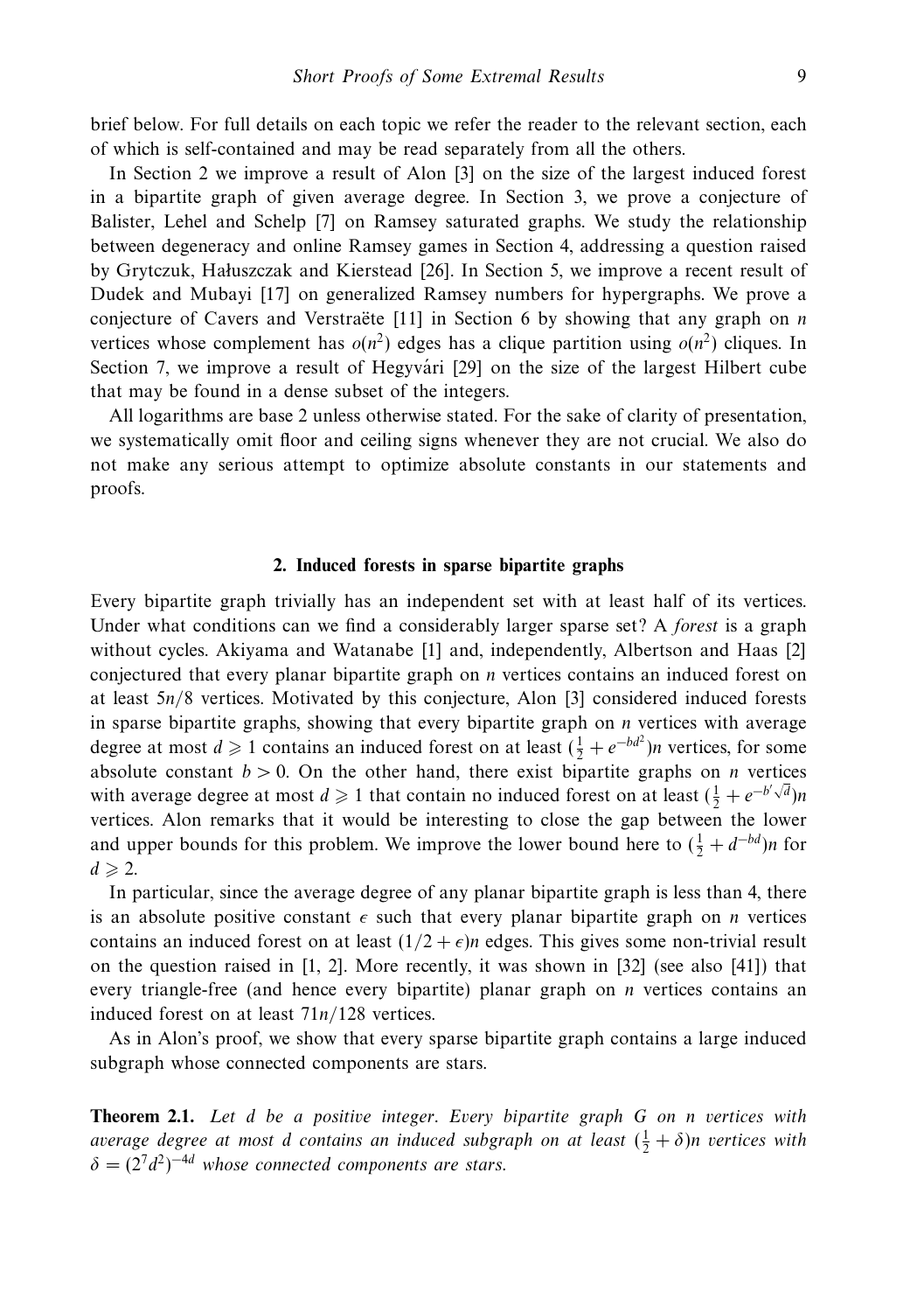brief below. For full details on each topic we refer the reader to the relevant section, each of which is self-contained and may be read separately from all the others.

In Section 2 we improve a result of Alon [3] on the size of the largest induced forest in a bipartite graph of given average degree. In Section 3, we prove a conjecture of Balister, Lehel and Schelp [7] on Ramsey saturated graphs. We study the relationship between degeneracy and online Ramsey games in Section 4, addressing a question raised by Grytczuk, Hałuszczak and Kierstead [26]. In Section 5, we improve a recent result of Dudek and Mubayi [17] on generalized Ramsey numbers for hypergraphs. We prove a conjecture of Cavers and Verstraëte [11] in Section 6 by showing that any graph on $n$ vertices whose complement has $o(n^2)$ edges has a clique partition using $o(n^2)$ cliques. In Section 7, we improve a result of Hegyvári [29] on the size of the largest Hilbert cube that may be found in a dense subset of the integers.

All logarithms are base 2 unless otherwise stated. For the sake of clarity of presentation, we systematically omit floor and ceiling signs whenever they are not crucial. We also do not make any serious attempt to optimize absolute constants in our statements and proofs.

## 2. Induced forests in sparse bipartite graphs

Every bipartite graph trivially has an independent set with at least half of its vertices. Under what conditions can we find a considerably larger sparse set? A *forest* is a graph without cycles. Akiyama and Watanabe [1] and, independently, Albertson and Haas [2] conjectured that every planar bipartite graph on $n$ vertices contains an induced forest on at least $5n/8$ vertices. Motivated by this conjecture, Alon [3] considered induced forests in sparse bipartite graphs, showing that every bipartite graph on $n$ vertices with average degree at most $d \geqslant 1$ contains an induced forest on at least $(\frac{1}{2} + e^{-bd^2})n$ vertices, for some absolute constant $b > 0$. On the other hand, there exist bipartite graphs on $n$ vertices with average degree at most $d \geqslant 1$ that contain no induced forest on at least $(\frac{1}{2} + e^{-b'\sqrt{d}})n$ vertices. Alon remarks that it would be interesting to close the gap between the lower and upper bounds for this problem. We improve the lower bound here to $(\frac{1}{2} + d^{-bd})n$ for $d \geqslant 2$.

In particular, since the average degree of any planar bipartite graph is less than 4, there is an absolute positive constant $\epsilon$ such that every planar bipartite graph on $n$ vertices contains an induced forest on at least $(1/2 + \epsilon)n$ edges. This gives some non-trivial result on the question raised in [1, 2]. More recently, it was shown in [32] (see also [41]) that every triangle-free (and hence every bipartite) planar graph on $n$ vertices contains an induced forest on at least $71n/128$ vertices.

As in Alon's proof, we show that every sparse bipartite graph contains a large induced subgraph whose connected components are stars.

**Theorem 2.1.** *Let $d$ be a positive integer. Every bipartite graph $G$ on $n$ vertices with average degree at most $d$ contains an induced subgraph on at least $(\frac{1}{2} + \delta)n$ vertices with $\delta = (2^7 d^2)^{-4d}$ whose connected components are stars.*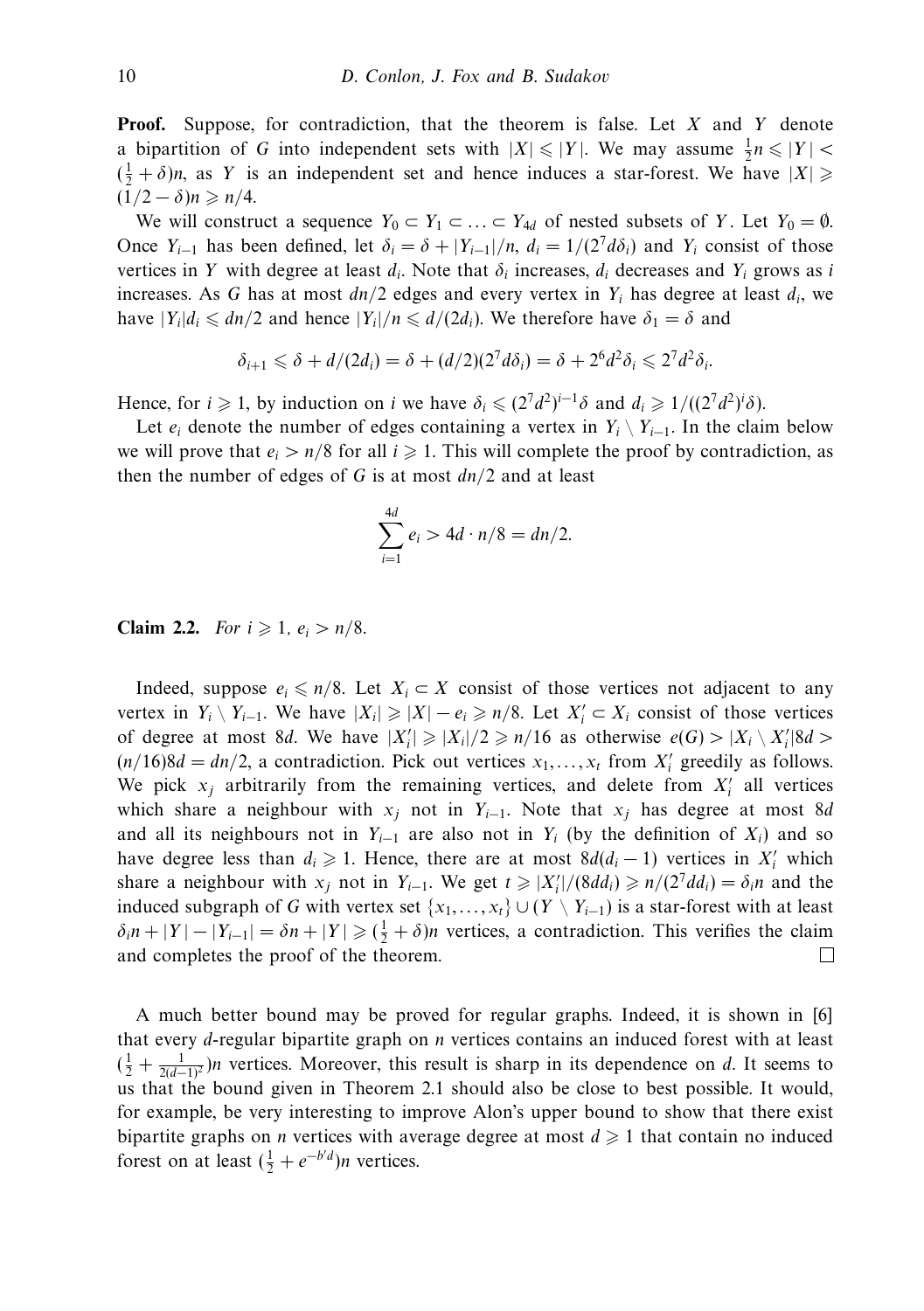**Proof.** Suppose, for contradiction, that the theorem is false. Let $X$ and $Y$ denote a bipartition of $G$ into independent sets with $|X| \leqslant |Y|$. We may assume $\frac{1}{2}n \leqslant |Y| < (\frac{1}{2}+\delta)n$, as $Y$ is an independent set and hence induces a star-forest. We have $|X| \geqslant (1/2-\delta)n \geqslant n/4$.

We will construct a sequence $Y_0 \subset Y_1 \subset \ldots \subset Y_{4d}$ of nested subsets of $Y$. Let $Y_0 = \emptyset$. Once $Y_{i-1}$ has been defined, let $\delta_i = \delta + |Y_{i-1}|/n$, $d_i = 1/(2^7 d\delta_i)$ and $Y_i$ consist of those vertices in $Y$ with degree at least $d_i$. Note that $\delta_i$ increases, $d_i$ decreases and $Y_i$ grows as $i$ increases. As $G$ has at most $dn/2$ edges and every vertex in $Y_i$ has degree at least $d_i$, we have $|Y_i|d_i \leqslant dn/2$ and hence $|Y_i|/n \leqslant d/(2d_i)$. We therefore have $\delta_1 = \delta$ and

$$\delta_{i+1} \leqslant \delta + d/(2d_i) = \delta + (d/2)(2^7 d\delta_i) = \delta + 2^6 d^2 \delta_i \leqslant 2^7 d^2 \delta_i.$$

Hence, for $i \geqslant 1$, by induction on $i$ we have $\delta_i \leqslant (2^7 d^2)^{i-1}\delta$ and $d_i \geqslant 1/((2^7 d^2)^i \delta)$.

Let $e_i$ denote the number of edges containing a vertex in $Y_i \setminus Y_{i-1}$. In the claim below we will prove that $e_i > n/8$ for all $i \geqslant 1$. This will complete the proof by contradiction, as then the number of edges of $G$ is at most $dn/2$ and at least

$$\sum_{i=1}^{4d} e_i > 4d \cdot n/8 = dn/2.$$

**Claim 2.2.** *For $i \geqslant 1$, $e_i > n/8$.*

Indeed, suppose $e_i \leqslant n/8$. Let $X_i \subset X$ consist of those vertices not adjacent to any vertex in $Y_i \setminus Y_{i-1}$. We have $|X_i| \geqslant |X| - e_i \geqslant n/8$. Let $X_i' \subset X_i$ consist of those vertices of degree at most $8d$. We have $|X_i'| \geqslant |X_i|/2 \geqslant n/16$ as otherwise $e(G) > |X_i \setminus X_i'|8d > (n/16)8d = dn/2$, a contradiction. Pick out vertices $x_1, \ldots, x_t$ from $X_i'$ greedily as follows. We pick $x_j$ arbitrarily from the remaining vertices, and delete from $X_i'$ all vertices which share a neighbour with $x_j$ not in $Y_{i-1}$. Note that $x_j$ has degree at most $8d$ and all its neighbours not in $Y_{i-1}$ are also not in $Y_i$ (by the definition of $X_i$) and so have degree less than $d_i \geqslant 1$. Hence, there are at most $8d(d_i - 1)$ vertices in $X_i'$ which share a neighbour with $x_j$ not in $Y_{i-1}$. We get $t \geqslant |X_i'|/(8dd_i) \geqslant n/(2^7 dd_i) = \delta_i n$ and the induced subgraph of $G$ with vertex set $\{x_1, \ldots, x_t\} \cup (Y \setminus Y_{i-1})$ is a star-forest with at least $\delta_i n + |Y| - |Y_{i-1}| = \delta n + |Y| \geqslant (\frac{1}{2}+\delta)n$ vertices, a contradiction. This verifies the claim and completes the proof of the theorem. □

A much better bound may be proved for regular graphs. Indeed, it is shown in [6] that every $d$-regular bipartite graph on $n$ vertices contains an induced forest with at least $(\frac{1}{2} + \frac{1}{2(d-1)^2})n$ vertices. Moreover, this result is sharp in its dependence on $d$. It seems to us that the bound given in Theorem 2.1 should also be close to best possible. It would, for example, be very interesting to improve Alon's upper bound to show that there exist bipartite graphs on $n$ vertices with average degree at most $d \geqslant 1$ that contain no induced forest on at least $(\frac{1}{2} + e^{-b'd})n$ vertices.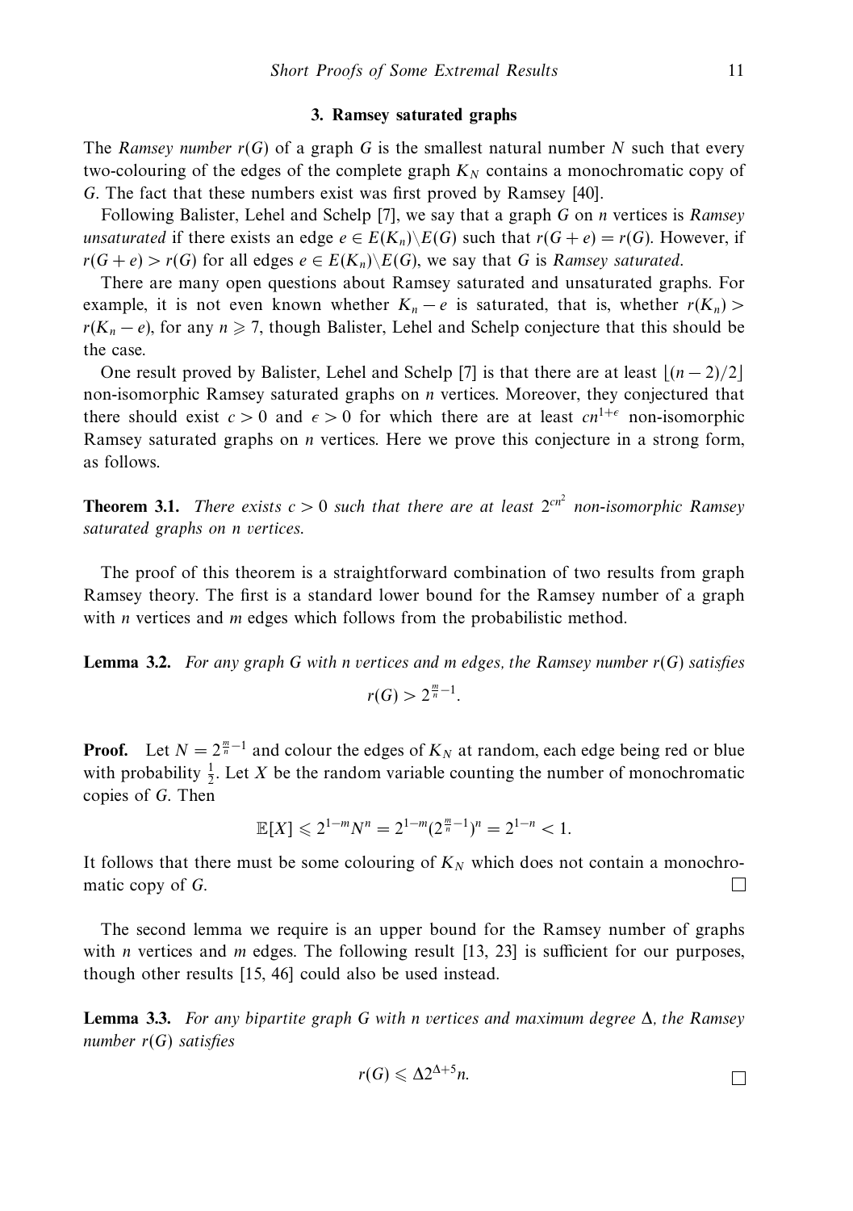## 3. Ramsey saturated graphs

The *Ramsey number* $r(G)$ of a graph $G$ is the smallest natural number $N$ such that every two-colouring of the edges of the complete graph $K_N$ contains a monochromatic copy of $G$. The fact that these numbers exist was first proved by Ramsey [40].

Following Balister, Lehel and Schelp [7], we say that a graph $G$ on $n$ vertices is *Ramsey unsaturated* if there exists an edge $e \in E(K_n) \backslash E(G)$ such that $r(G+e) = r(G)$. However, if $r(G+e) > r(G)$ for all edges $e \in E(K_n) \backslash E(G)$, we say that $G$ is *Ramsey saturated*.

There are many open questions about Ramsey saturated and unsaturated graphs. For example, it is not even known whether $K_n - e$ is saturated, that is, whether $r(K_n) > r(K_n - e)$, for any $n \geqslant 7$, though Balister, Lehel and Schelp conjecture that this should be the case.

One result proved by Balister, Lehel and Schelp [7] is that there are at least $\lfloor (n-2)/2 \rfloor$ non-isomorphic Ramsey saturated graphs on $n$ vertices. Moreover, they conjectured that there should exist $c > 0$ and $\epsilon > 0$ for which there are at least $cn^{1+\epsilon}$ non-isomorphic Ramsey saturated graphs on $n$ vertices. Here we prove this conjecture in a strong form, as follows.

**Theorem 3.1.** *There exists $c > 0$ such that there are at least $2^{cn^2}$ non-isomorphic Ramsey saturated graphs on n vertices.*

The proof of this theorem is a straightforward combination of two results from graph Ramsey theory. The first is a standard lower bound for the Ramsey number of a graph with $n$ vertices and $m$ edges which follows from the probabilistic method.

**Lemma 3.2.** *For any graph G with n vertices and m edges, the Ramsey number $r(G)$ satisfies*

$$r(G) > 2^{\frac{m}{n}-1}.$$

**Proof.** Let $N = 2^{\frac{m}{n}-1}$ and colour the edges of $K_N$ at random, each edge being red or blue with probability $\frac{1}{2}$. Let $X$ be the random variable counting the number of monochromatic copies of $G$. Then

$$\mathbb{E}[X] \leqslant 2^{1-m} N^n = 2^{1-m} (2^{\frac{m}{n}-1})^n = 2^{1-n} < 1.$$

It follows that there must be some colouring of $K_N$ which does not contain a monochromatic copy of $G$. □

The second lemma we require is an upper bound for the Ramsey number of graphs with $n$ vertices and $m$ edges. The following result [13, 23] is sufficient for our purposes, though other results [15, 46] could also be used instead.

**Lemma 3.3.** *For any bipartite graph G with n vertices and maximum degree $\Delta$, the Ramsey number $r(G)$ satisfies*

$$r(G) \leqslant \Delta 2^{\Delta+5} n.$$

□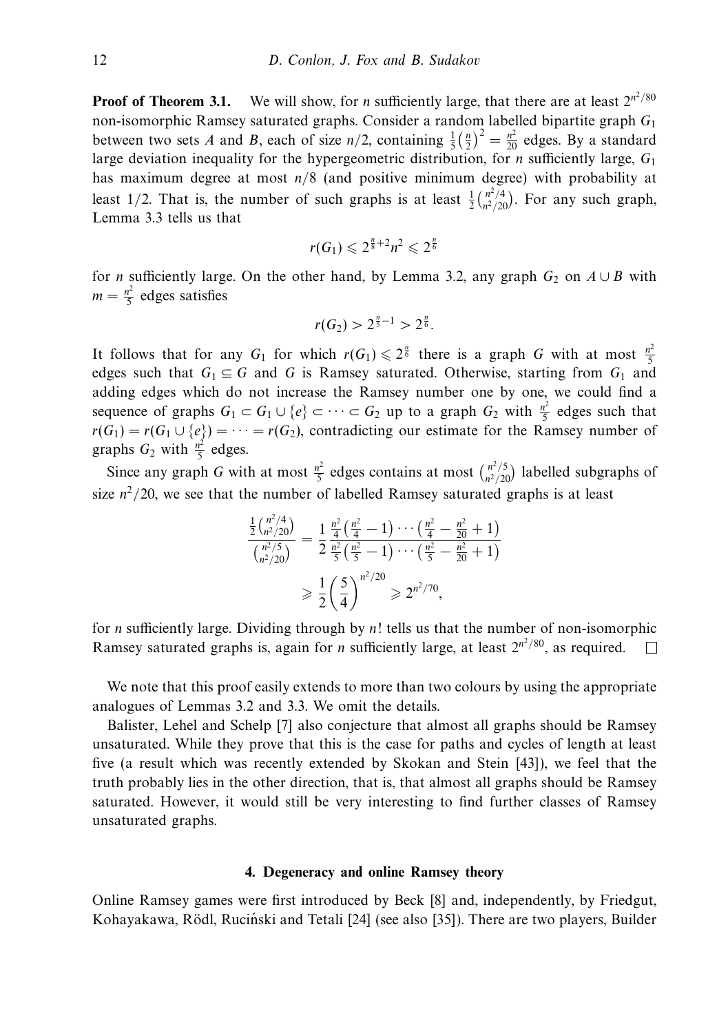**Proof of Theorem 3.1.** We will show, for $n$ sufficiently large, that there are at least $2^{n^2/80}$ non-isomorphic Ramsey saturated graphs. Consider a random labelled bipartite graph $G_1$ between two sets $A$ and $B$, each of size $n/2$, containing $\frac{1}{5}\left(\frac{n}{2}\right)^2 = \frac{n^2}{20}$ edges. By a standard large deviation inequality for the hypergeometric distribution, for $n$ sufficiently large, $G_1$ has maximum degree at most $n/8$ (and positive minimum degree) with probability at least $1/2$. That is, the number of such graphs is at least $\frac{1}{2}\binom{n^2/4}{n^2/20}$. For any such graph, Lemma 3.3 tells us that

$$r(G_1) \leqslant 2^{\frac{n}{8}+2}n^2 \leqslant 2^{\frac{n}{6}}$$

for $n$ sufficiently large. On the other hand, by Lemma 3.2, any graph $G_2$ on $A \cup B$ with $m = \frac{n^2}{5}$ edges satisfies

$$r(G_2) > 2^{\frac{n}{5}-1} > 2^{\frac{n}{6}}.$$

It follows that for any $G_1$ for which $r(G_1) \leqslant 2^{\frac{n}{6}}$ there is a graph $G$ with at most $\frac{n^2}{5}$ edges such that $G_1 \subseteq G$ and $G$ is Ramsey saturated. Otherwise, starting from $G_1$ and adding edges which do not increase the Ramsey number one by one, we could find a sequence of graphs $G_1 \subset G_1 \cup \{e\} \subset \cdots \subset G_2$ up to a graph $G_2$ with $\frac{n^2}{5}$ edges such that $r(G_1) = r(G_1 \cup \{e\}) = \cdots = r(G_2)$, contradicting our estimate for the Ramsey number of graphs $G_2$ with $\frac{n^2}{5}$ edges.

Since any graph $G$ with at most $\frac{n^2}{5}$ edges contains at most $\binom{n^2/5}{n^2/20}$ labelled subgraphs of size $n^2/20$, we see that the number of labelled Ramsey saturated graphs is at least

$$\frac{\frac{1}{2}\binom{n^2/4}{n^2/20}}{\binom{n^2/5}{n^2/20}} = \frac{1}{2}\frac{\frac{n^2}{4}\left(\frac{n^2}{4}-1\right)\cdots\left(\frac{n^2}{4}-\frac{n^2}{20}+1\right)}{\frac{n^2}{5}\left(\frac{n^2}{5}-1\right)\cdots\left(\frac{n^2}{5}-\frac{n^2}{20}+1\right)}$$
$$\geqslant \frac{1}{2}\left(\frac{5}{4}\right)^{n^2/20} \geqslant 2^{n^2/70},$$

for $n$ sufficiently large. Dividing through by $n!$ tells us that the number of non-isomorphic Ramsey saturated graphs is, again for $n$ sufficiently large, at least $2^{n^2/80}$, as required. □

We note that this proof easily extends to more than two colours by using the appropriate analogues of Lemmas 3.2 and 3.3. We omit the details.

Balister, Lehel and Schelp [7] also conjecture that almost all graphs should be Ramsey unsaturated. While they prove that this is the case for paths and cycles of length at least five (a result which was recently extended by Skokan and Stein [43]), we feel that the truth probably lies in the other direction, that is, that almost all graphs should be Ramsey saturated. However, it would still be very interesting to find further classes of Ramsey unsaturated graphs.

## 4. Degeneracy and online Ramsey theory

Online Ramsey games were first introduced by Beck [8] and, independently, by Friedgut, Kohayakawa, Rödl, Ruciński and Tetali [24] (see also [35]). There are two players, Builder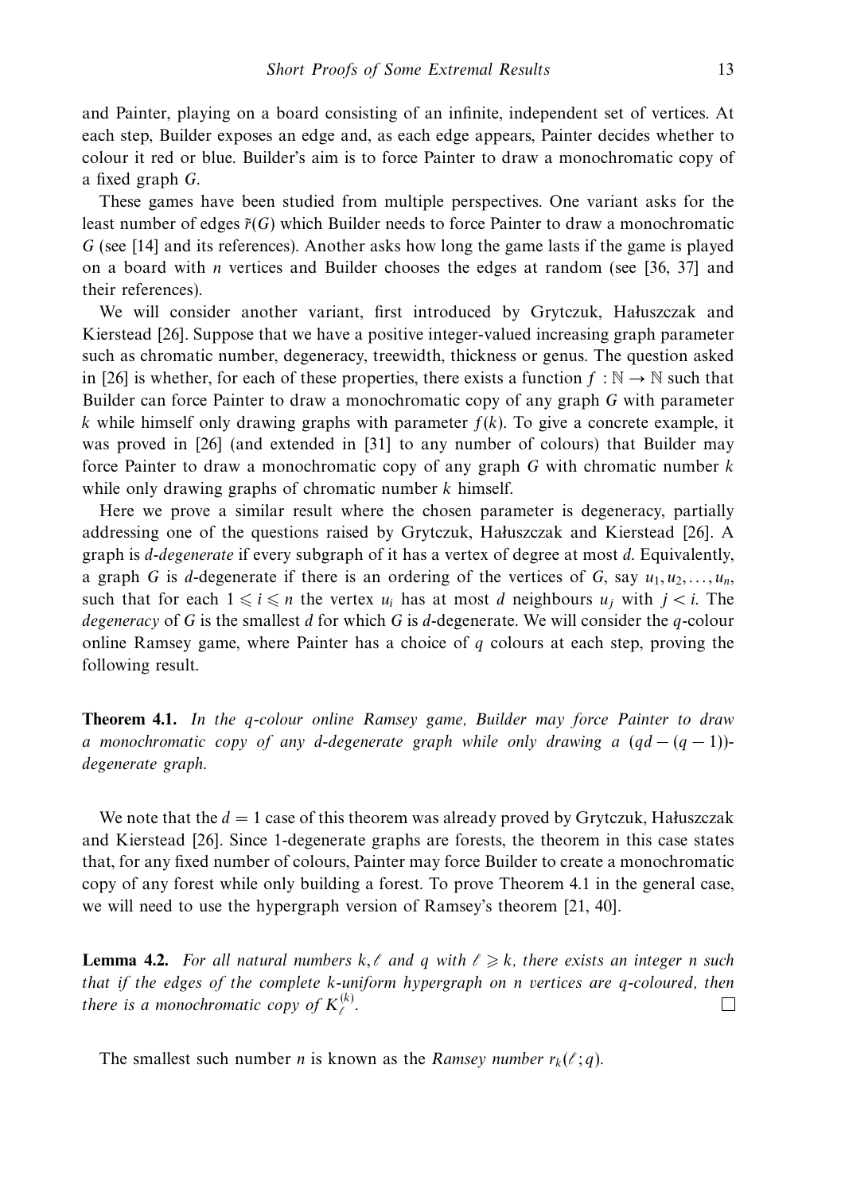and Painter, playing on a board consisting of an infinite, independent set of vertices. At each step, Builder exposes an edge and, as each edge appears, Painter decides whether to colour it red or blue. Builder's aim is to force Painter to draw a monochromatic copy of a fixed graph $G$.

These games have been studied from multiple perspectives. One variant asks for the least number of edges $\tilde{r}(G)$ which Builder needs to force Painter to draw a monochromatic $G$ (see [14] and its references). Another asks how long the game lasts if the game is played on a board with $n$ vertices and Builder chooses the edges at random (see [36, 37] and their references).

We will consider another variant, first introduced by Grytczuk, Hałuszczak and Kierstead [26]. Suppose that we have a positive integer-valued increasing graph parameter such as chromatic number, degeneracy, treewidth, thickness or genus. The question asked in [26] is whether, for each of these properties, there exists a function $f : \mathbb{N} \to \mathbb{N}$ such that Builder can force Painter to draw a monochromatic copy of any graph $G$ with parameter $k$ while himself only drawing graphs with parameter $f(k)$. To give a concrete example, it was proved in [26] (and extended in [31] to any number of colours) that Builder may force Painter to draw a monochromatic copy of any graph $G$ with chromatic number $k$ while only drawing graphs of chromatic number $k$ himself.

Here we prove a similar result where the chosen parameter is degeneracy, partially addressing one of the questions raised by Grytczuk, Hałuszczak and Kierstead [26]. A graph is *d-degenerate* if every subgraph of it has a vertex of degree at most $d$. Equivalently, a graph $G$ is $d$-degenerate if there is an ordering of the vertices of $G$, say $u_1, u_2, \ldots, u_n$, such that for each $1 \leqslant i \leqslant n$ the vertex $u_i$ has at most $d$ neighbours $u_j$ with $j < i$. The *degeneracy* of $G$ is the smallest $d$ for which $G$ is $d$-degenerate. We will consider the $q$-colour online Ramsey game, where Painter has a choice of $q$ colours at each step, proving the following result.

**Theorem 4.1.** *In the $q$-colour online Ramsey game, Builder may force Painter to draw a monochromatic copy of any $d$-degenerate graph while only drawing a $(qd - (q-1))$-degenerate graph.*

We note that the $d = 1$ case of this theorem was already proved by Grytczuk, Hałuszczak and Kierstead [26]. Since 1-degenerate graphs are forests, the theorem in this case states that, for any fixed number of colours, Painter may force Builder to create a monochromatic copy of any forest while only building a forest. To prove Theorem 4.1 in the general case, we will need to use the hypergraph version of Ramsey's theorem [21, 40].

**Lemma 4.2.** *For all natural numbers $k, \ell$ and $q$ with $\ell \geqslant k$, there exists an integer $n$ such that if the edges of the complete $k$-uniform hypergraph on $n$ vertices are $q$-coloured, then there is a monochromatic copy of $K_\ell^{(k)}$.* □

The smallest such number $n$ is known as the *Ramsey number* $r_k(\ell; q)$.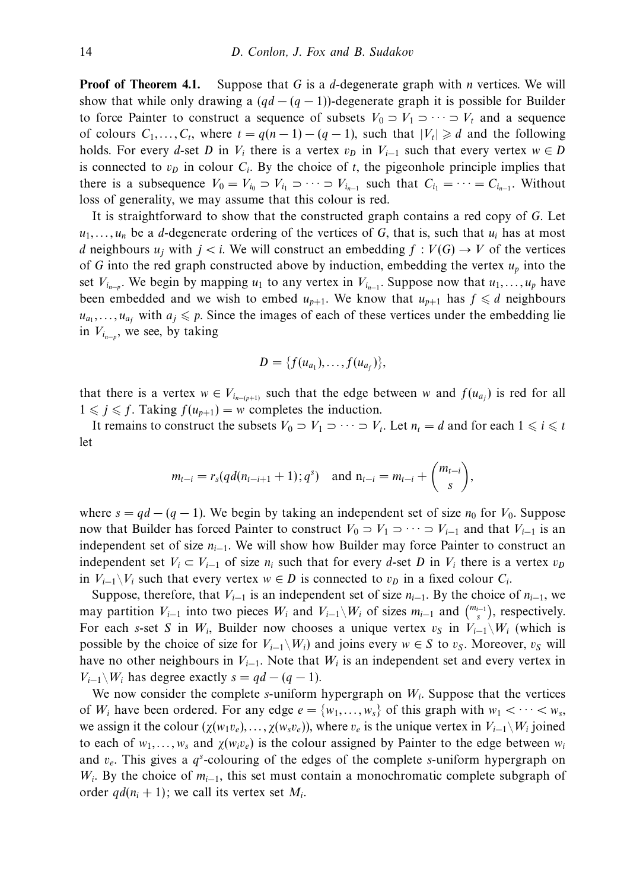**Proof of Theorem 4.1.** Suppose that $G$ is a $d$-degenerate graph with $n$ vertices. We will show that while only drawing a $(qd-(q-1))$-degenerate graph it is possible for Builder to force Painter to construct a sequence of subsets $V_0 \supset V_1 \supset \cdots \supset V_t$ and a sequence of colours $C_1, \ldots, C_t$, where $t = q(n-1)-(q-1)$, such that $|V_t| \geqslant d$ and the following holds. For every $d$-set $D$ in $V_i$ there is a vertex $v_D$ in $V_{i-1}$ such that every vertex $w \in D$ is connected to $v_D$ in colour $C_i$. By the choice of $t$, the pigeonhole principle implies that there is a subsequence $V_0 = V_{i_0} \supset V_{i_1} \supset \cdots \supset V_{i_{n-1}}$ such that $C_{i_1} = \cdots = C_{i_{n-1}}$. Without loss of generality, we may assume that this colour is red.

It is straightforward to show that the constructed graph contains a red copy of $G$. Let $u_1, \ldots, u_n$ be a $d$-degenerate ordering of the vertices of $G$, that is, such that $u_i$ has at most $d$ neighbours $u_j$ with $j < i$. We will construct an embedding $f : V(G) \to V$ of the vertices of $G$ into the red graph constructed above by induction, embedding the vertex $u_p$ into the set $V_{i_{n-p}}$. We begin by mapping $u_1$ to any vertex in $V_{i_{n-1}}$. Suppose now that $u_1, \ldots, u_p$ have been embedded and we wish to embed $u_{p+1}$. We know that $u_{p+1}$ has $f \leqslant d$ neighbours $u_{a_1}, \ldots, u_{a_f}$ with $a_j \leqslant p$. Since the images of each of these vertices under the embedding lie in $V_{i_{n-p}}$, we see, by taking

$$D = \{f(u_{a_1}), \ldots, f(u_{a_f})\},$$

that there is a vertex $w \in V_{i_{n-(p+1)}}$ such that the edge between $w$ and $f(u_{a_j})$ is red for all $1 \leqslant j \leqslant f$. Taking $f(u_{p+1}) = w$ completes the induction.

It remains to construct the subsets $V_0 \supset V_1 \supset \cdots \supset V_t$. Let $n_t = d$ and for each $1 \leqslant i \leqslant t$ let

$$m_{t-i} = r_s(qd(n_{t-i+1}+1); q^s) \quad \text{and } n_{t-i} = m_{t-i} + \binom{m_{t-i}}{s},$$

where $s = qd-(q-1)$. We begin by taking an independent set of size $n_0$ for $V_0$. Suppose now that Builder has forced Painter to construct $V_0 \supset V_1 \supset \cdots \supset V_{i-1}$ and that $V_{i-1}$ is an independent set of size $n_{i-1}$. We will show how Builder may force Painter to construct an independent set $V_i \subset V_{i-1}$ of size $n_i$ such that for every $d$-set $D$ in $V_i$ there is a vertex $v_D$ in $V_{i-1} \backslash V_i$ such that every vertex $w \in D$ is connected to $v_D$ in a fixed colour $C_i$.

Suppose, therefore, that $V_{i-1}$ is an independent set of size $n_{i-1}$. By the choice of $n_{i-1}$, we may partition $V_{i-1}$ into two pieces $W_i$ and $V_{i-1} \backslash W_i$ of sizes $m_{i-1}$ and $\binom{m_{i-1}}{s}$, respectively. For each $s$-set $S$ in $W_i$, Builder now chooses a unique vertex $v_S$ in $V_{i-1} \backslash W_i$ (which is possible by the choice of size for $V_{i-1} \backslash W_i$) and joins every $w \in S$ to $v_S$. Moreover, $v_S$ will have no other neighbours in $V_{i-1}$. Note that $W_i$ is an independent set and every vertex in $V_{i-1} \backslash W_i$ has degree exactly $s = qd-(q-1)$.

We now consider the complete $s$-uniform hypergraph on $W_i$. Suppose that the vertices of $W_i$ have been ordered. For any edge $e = \{w_1, \ldots, w_s\}$ of this graph with $w_1 < \cdots < w_s$, we assign it the colour $(\chi(w_1 v_e), \ldots, \chi(w_s v_e))$, where $v_e$ is the unique vertex in $V_{i-1} \backslash W_i$ joined to each of $w_1, \ldots, w_s$ and $\chi(w_i v_e)$ is the colour assigned by Painter to the edge between $w_i$ and $v_e$. This gives a $q^s$-colouring of the edges of the complete $s$-uniform hypergraph on $W_i$. By the choice of $m_{i-1}$, this set must contain a monochromatic complete subgraph of order $qd(n_i+1)$; we call its vertex set $M_i$.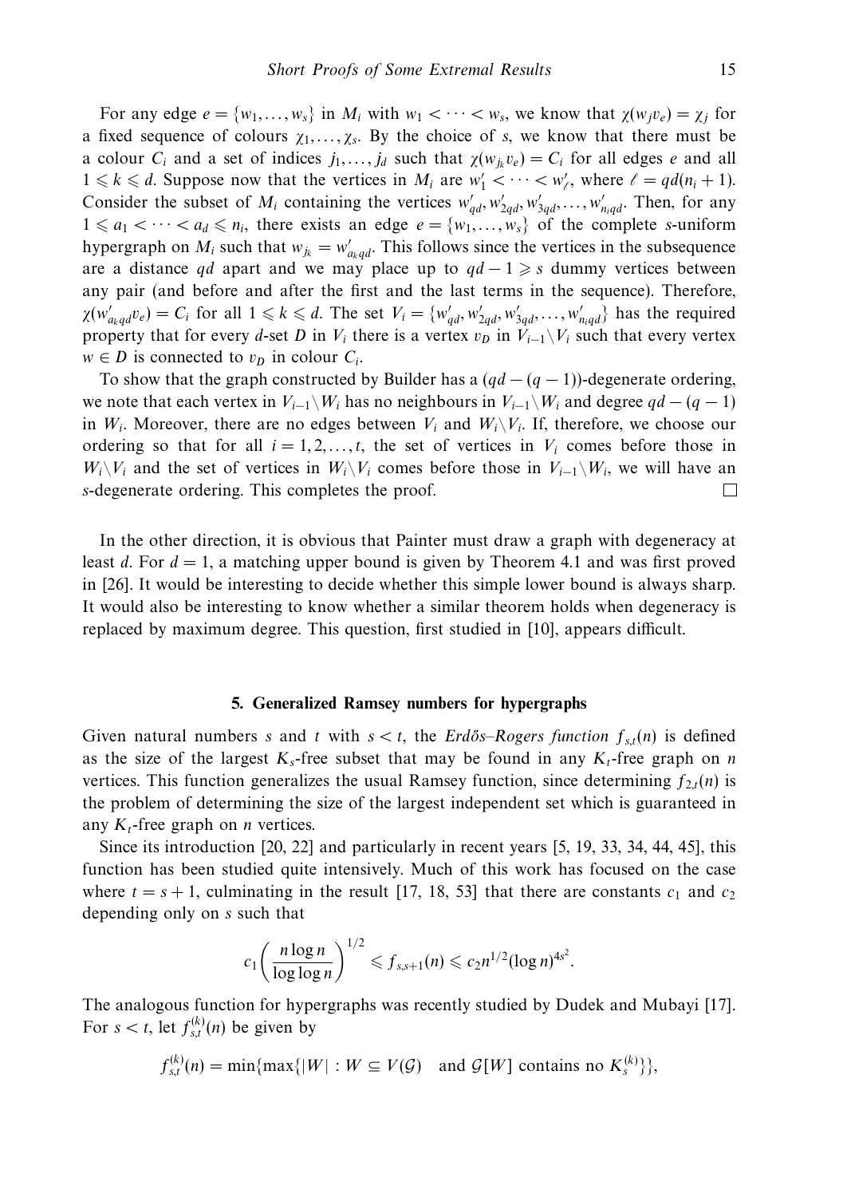For any edge $e = \{w_1, \dots, w_s\}$ in $M_i$ with $w_1 < \cdots < w_s$, we know that $\chi(w_j v_e) = \chi_j$ for a fixed sequence of colours $\chi_1, \dots, \chi_s$. By the choice of $s$, we know that there must be a colour $C_i$ and a set of indices $j_1, \dots, j_d$ such that $\chi(w_{j_k} v_e) = C_i$ for all edges $e$ and all $1 \leqslant k \leqslant d$. Suppose now that the vertices in $M_i$ are $w'_1 < \cdots < w'_\ell$, where $\ell = qd(n_i + 1)$. Consider the subset of $M_i$ containing the vertices $w'_{qd}, w'_{2qd}, w'_{3qd}, \dots, w'_{n_i qd}$. Then, for any $1 \leqslant a_1 < \cdots < a_d \leqslant n_i$, there exists an edge $e = \{w_1, \dots, w_s\}$ of the complete $s$-uniform hypergraph on $M_i$ such that $w_{j_k} = w'_{a_k qd}$. This follows since the vertices in the subsequence are a distance $qd$ apart and we may place up to $qd - 1 \geqslant s$ dummy vertices between any pair (and before and after the first and the last terms in the sequence). Therefore, $\chi(w'_{a_k qd} v_e) = C_i$ for all $1 \leqslant k \leqslant d$. The set $V_i = \{w'_{qd}, w'_{2qd}, w'_{3qd}, \dots, w'_{n_i qd}\}$ has the required property that for every $d$-set $D$ in $V_i$ there is a vertex $v_D$ in $V_{i-1} \backslash V_i$ such that every vertex $w \in D$ is connected to $v_D$ in colour $C_i$.

To show that the graph constructed by Builder has a $(qd - (q-1))$-degenerate ordering, we note that each vertex in $V_{i-1} \backslash W_i$ has no neighbours in $V_{i-1} \backslash W_i$ and degree $qd - (q-1)$ in $W_i$. Moreover, there are no edges between $V_i$ and $W_i \backslash V_i$. If, therefore, we choose our ordering so that for all $i = 1, 2, \dots, t$, the set of vertices in $V_i$ comes before those in $W_i \backslash V_i$ and the set of vertices in $W_i \backslash V_i$ comes before those in $V_{i-1} \backslash W_i$, we will have an $s$-degenerate ordering. This completes the proof. □

In the other direction, it is obvious that Painter must draw a graph with degeneracy at least $d$. For $d = 1$, a matching upper bound is given by Theorem 4.1 and was first proved in [26]. It would be interesting to decide whether this simple lower bound is always sharp. It would also be interesting to know whether a similar theorem holds when degeneracy is replaced by maximum degree. This question, first studied in [10], appears difficult.

## 5. Generalized Ramsey numbers for hypergraphs

Given natural numbers $s$ and $t$ with $s < t$, the *Erdős–Rogers function* $f_{s,t}(n)$ is defined as the size of the largest $K_s$-free subset that may be found in any $K_t$-free graph on $n$ vertices. This function generalizes the usual Ramsey function, since determining $f_{2,t}(n)$ is the problem of determining the size of the largest independent set which is guaranteed in any $K_t$-free graph on $n$ vertices.

Since its introduction [20, 22] and particularly in recent years [5, 19, 33, 34, 44, 45], this function has been studied quite intensively. Much of this work has focused on the case where $t = s + 1$, culminating in the result [17, 18, 53] that there are constants $c_1$ and $c_2$ depending only on $s$ such that

$$c_1 \left( \frac{n \log n}{\log \log n} \right)^{1/2} \leqslant f_{s,s+1}(n) \leqslant c_2 n^{1/2} (\log n)^{4s^2}.$$

The analogous function for hypergraphs was recently studied by Dudek and Mubayi [17]. For $s < t$, let $f^{(k)}_{s,t}(n)$ be given by

$$f^{(k)}_{s,t}(n) = \min\{\max\{|W| : W \subseteq V(\mathcal{G}) \quad \text{and } \mathcal{G}[W] \text{ contains no } K^{(k)}_s\}\},$$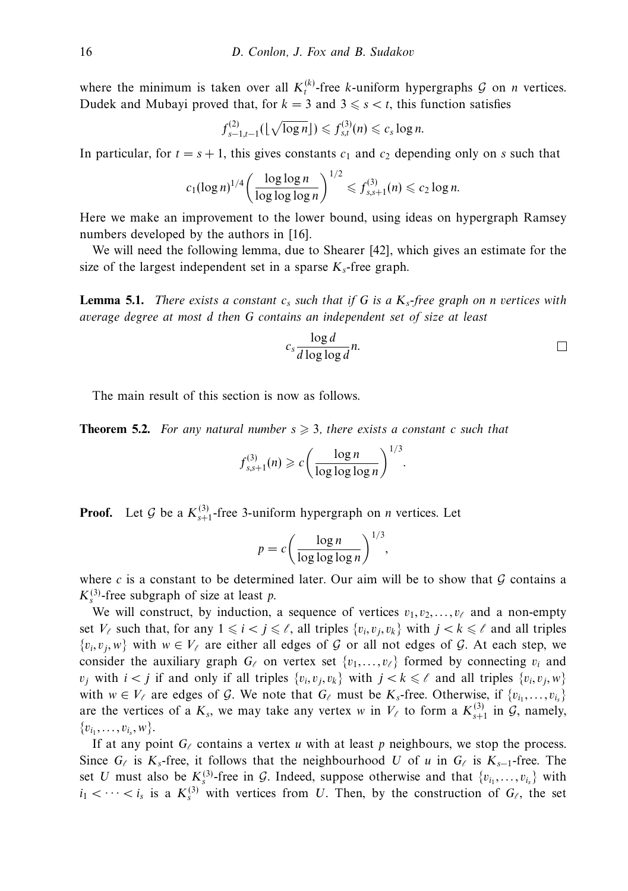where the minimum is taken over all $K_t^{(k)}$-free $k$-uniform hypergraphs $\mathcal{G}$ on $n$ vertices. Dudek and Mubayi proved that, for $k = 3$ and $3 \leqslant s < t$, this function satisfies

$$f_{s-1,t-1}^{(2)}(\lfloor \sqrt{\log n} \rfloor) \leqslant f_{s,t}^{(3)}(n) \leqslant c_s \log n.$$

In particular, for $t = s+1$, this gives constants $c_1$ and $c_2$ depending only on $s$ such that

$$c_1 (\log n)^{1/4} \left( \frac{\log \log n}{\log \log \log n} \right)^{1/2} \leqslant f_{s,s+1}^{(3)}(n) \leqslant c_2 \log n.$$

Here we make an improvement to the lower bound, using ideas on hypergraph Ramsey numbers developed by the authors in [16].

We will need the following lemma, due to Shearer [42], which gives an estimate for the size of the largest independent set in a sparse $K_s$-free graph.

**Lemma 5.1.** *There exists a constant $c_s$ such that if $G$ is a $K_s$-free graph on $n$ vertices with average degree at most $d$ then $G$ contains an independent set of size at least*

$$c_s \frac{\log d}{d \log \log d} n. \qquad \square$$

The main result of this section is now as follows.

**Theorem 5.2.** *For any natural number $s \geqslant 3$, there exists a constant $c$ such that*

$$f_{s,s+1}^{(3)}(n) \geqslant c \left( \frac{\log n}{\log \log \log n} \right)^{1/3}.$$

**Proof.** Let $\mathcal{G}$ be a $K_{s+1}^{(3)}$-free 3-uniform hypergraph on $n$ vertices. Let

$$p = c \left( \frac{\log n}{\log \log \log n} \right)^{1/3},$$

where $c$ is a constant to be determined later. Our aim will be to show that $\mathcal{G}$ contains a $K_s^{(3)}$-free subgraph of size at least $p$.

We will construct, by induction, a sequence of vertices $v_1, v_2, \ldots, v_\ell$ and a non-empty set $V_\ell$ such that, for any $1 \leqslant i < j \leqslant \ell$, all triples $\{v_i, v_j, v_k\}$ with $j < k \leqslant \ell$ and all triples $\{v_i, v_j, w\}$ with $w \in V_\ell$ are either all edges of $\mathcal{G}$ or all not edges of $\mathcal{G}$. At each step, we consider the auxiliary graph $G_\ell$ on vertex set $\{v_1, \ldots, v_\ell\}$ formed by connecting $v_i$ and $v_j$ with $i < j$ if and only if all triples $\{v_i, v_j, v_k\}$ with $j < k \leqslant \ell$ and all triples $\{v_i, v_j, w\}$ with $w \in V_\ell$ are edges of $\mathcal{G}$. We note that $G_\ell$ must be $K_s$-free. Otherwise, if $\{v_{i_1}, \ldots, v_{i_s}\}$ are the vertices of a $K_s$, we may take any vertex $w$ in $V_\ell$ to form a $K_{s+1}^{(3)}$ in $\mathcal{G}$, namely, $\{v_{i_1}, \ldots, v_{i_s}, w\}$.

If at any point $G_\ell$ contains a vertex $u$ with at least $p$ neighbours, we stop the process. Since $G_\ell$ is $K_s$-free, it follows that the neighbourhood $U$ of $u$ in $G_\ell$ is $K_{s-1}$-free. The set $U$ must also be $K_s^{(3)}$-free in $\mathcal{G}$. Indeed, suppose otherwise and that $\{v_{i_1}, \ldots, v_{i_s}\}$ with $i_1 < \cdots < i_s$ is a $K_s^{(3)}$ with vertices from $U$. Then, by the construction of $G_\ell$, the set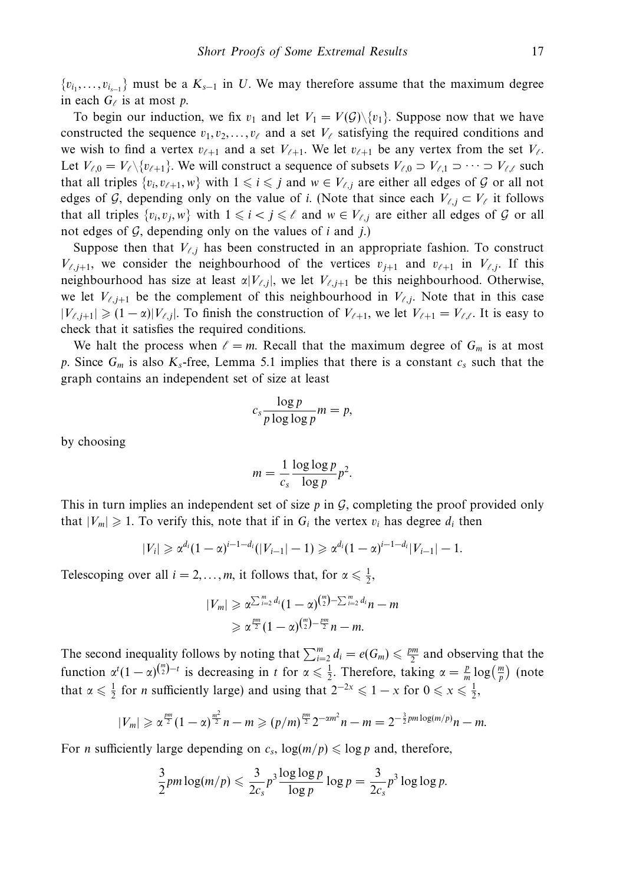$\{v_{i_1}, \ldots, v_{i_{s-1}}\}$ must be a $K_{s-1}$ in $U$. We may therefore assume that the maximum degree in each $G_\ell$ is at most $p$.

To begin our induction, we fix $v_1$ and let $V_1 = V(\mathcal{G}) \setminus \{v_1\}$. Suppose now that we have constructed the sequence $v_1, v_2, \ldots, v_\ell$ and a set $V_\ell$ satisfying the required conditions and we wish to find a vertex $v_{\ell+1}$ and a set $V_{\ell+1}$. We let $v_{\ell+1}$ be any vertex from the set $V_\ell$. Let $V_{\ell,0} = V_\ell \setminus \{v_{\ell+1}\}$. We will construct a sequence of subsets $V_{\ell,0} \supset V_{\ell,1} \supset \cdots \supset V_{\ell,\ell}$ such that all triples $\{v_i, v_{\ell+1}, w\}$ with $1 \leqslant i \leqslant j$ and $w \in V_{\ell,j}$ are either all edges of $\mathcal{G}$ or all not edges of $\mathcal{G}$, depending only on the value of $i$. (Note that since each $V_{\ell,j} \subset V_\ell$ it follows that all triples $\{v_i, v_j, w\}$ with $1 \leqslant i < j \leqslant \ell$ and $w \in V_{\ell,j}$ are either all edges of $\mathcal{G}$ or all not edges of $\mathcal{G}$, depending only on the values of $i$ and $j$.)

Suppose then that $V_{\ell,j}$ has been constructed in an appropriate fashion. To construct $V_{\ell,j+1}$, we consider the neighbourhood of the vertices $v_{j+1}$ and $v_{\ell+1}$ in $V_{\ell,j}$. If this neighbourhood has size at least $\alpha|V_{\ell,j}|$, we let $V_{\ell,j+1}$ be this neighbourhood. Otherwise, we let $V_{\ell,j+1}$ be the complement of this neighbourhood in $V_{\ell,j}$. Note that in this case $|V_{\ell,j+1}| \geqslant (1-\alpha)|V_{\ell,j}|$. To finish the construction of $V_{\ell+1}$, we let $V_{\ell+1} = V_{\ell,\ell}$. It is easy to check that it satisfies the required conditions.

We halt the process when $\ell = m$. Recall that the maximum degree of $G_m$ is at most $p$. Since $G_m$ is also $K_s$-free, Lemma 5.1 implies that there is a constant $c_s$ such that the graph contains an independent set of size at least

$$c_s \frac{\log p}{p \log\log p} m = p,$$

by choosing

$$m = \frac{1}{c_s} \frac{\log\log p}{\log p} p^2.$$

This in turn implies an independent set of size $p$ in $\mathcal{G}$, completing the proof provided only that $|V_m| \geqslant 1$. To verify this, note that if in $G_i$ the vertex $v_i$ has degree $d_i$ then

$$|V_i| \geqslant \alpha^{d_i}(1-\alpha)^{i-1-d_i}(|V_{i-1}| - 1) \geqslant \alpha^{d_i}(1-\alpha)^{i-1-d_i}|V_{i-1}| - 1.$$

Telescoping over all $i = 2, \ldots, m$, it follows that, for $\alpha \leqslant \frac{1}{2}$,

$$\begin{aligned}
|V_m| &\geqslant \alpha^{\sum_{i=2}^m d_i}(1-\alpha)^{\binom{m}{2} - \sum_{i=2}^m d_i} n - m \\
&\geqslant \alpha^{\frac{pm}{2}}(1-\alpha)^{\binom{m}{2} - \frac{pm}{2}} n - m.
\end{aligned}$$

The second inequality follows by noting that $\sum_{i=2}^m d_i = e(G_m) \leqslant \frac{pm}{2}$ and observing that the function $\alpha^t(1-\alpha)^{\binom{m}{2}-t}$ is decreasing in $t$ for $\alpha \leqslant \frac{1}{2}$. Therefore, taking $\alpha = \frac{p}{m}\log\left(\frac{m}{p}\right)$ (note that $\alpha \leqslant \frac{1}{2}$ for $n$ sufficiently large) and using that $2^{-2x} \leqslant 1 - x$ for $0 \leqslant x \leqslant \frac{1}{2}$,

$$|V_m| \geqslant \alpha^{\frac{pm}{2}}(1-\alpha)^{\frac{m^2}{2}} n - m \geqslant (p/m)^{\frac{pm}{2}} 2^{-\alpha m^2} n - m = 2^{-\frac{3}{2}pm\log(m/p)} n - m.$$

For $n$ sufficiently large depending on $c_s$, $\log(m/p) \leqslant \log p$ and, therefore,

$$\frac{3}{2} pm \log(m/p) \leqslant \frac{3}{2c_s} p^3 \frac{\log\log p}{\log p} \log p = \frac{3}{2c_s} p^3 \log\log p.$$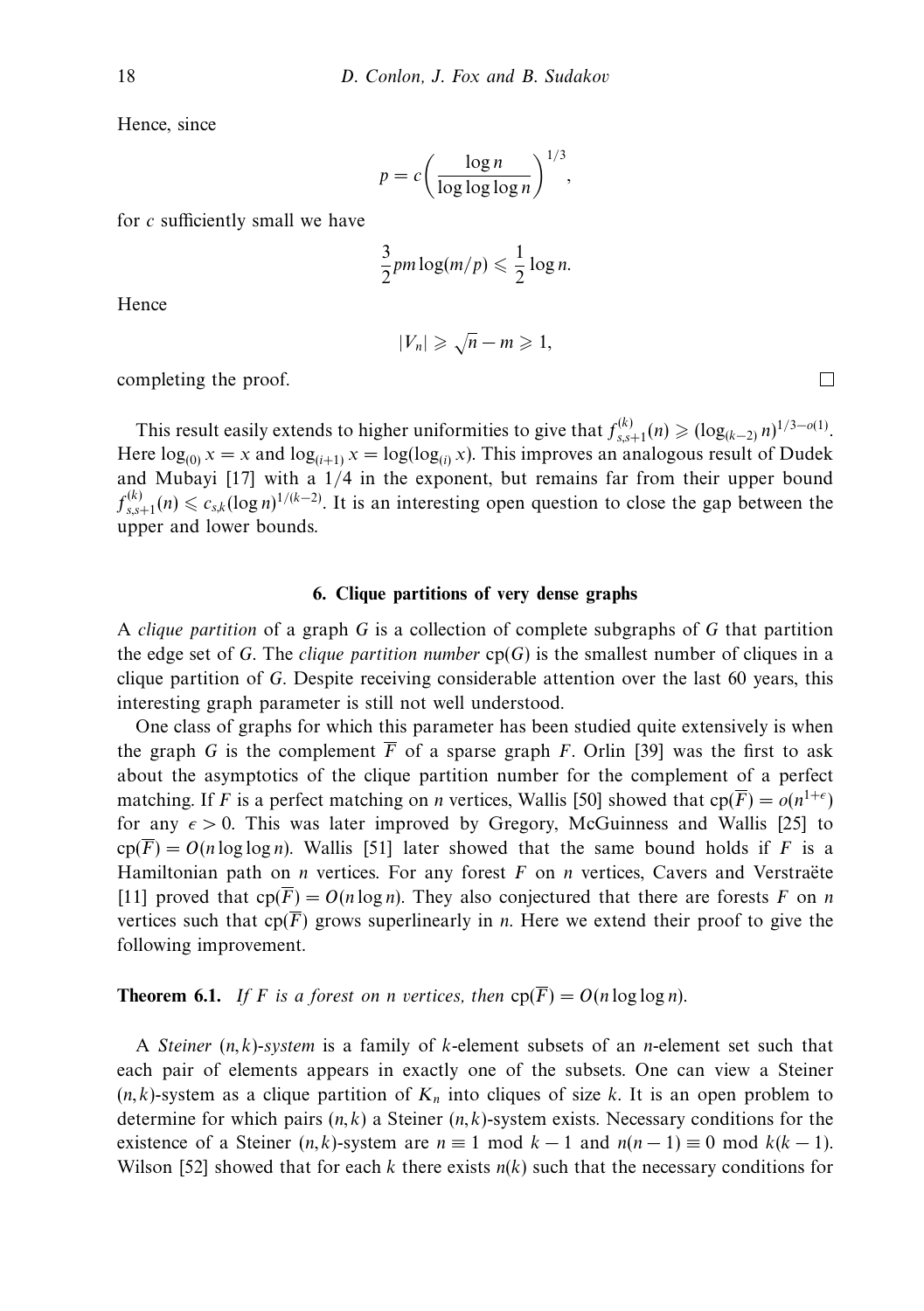Hence, since

$$p = c\left(\frac{\log n}{\log\log\log n}\right)^{1/3},$$

for $c$ sufficiently small we have

$$\frac{3}{2}pm\log(m/p) \leqslant \frac{1}{2}\log n.$$

Hence

$$|V_n| \geqslant \sqrt{n} - m \geqslant 1,$$

completing the proof. $\square$

This result easily extends to higher uniformities to give that $f^{(k)}_{s,s+1}(n) \geqslant (\log_{(k-2)} n)^{1/3-o(1)}$. Here $\log_{(0)} x = x$ and $\log_{(i+1)} x = \log(\log_{(i)} x)$. This improves an analogous result of Dudek and Mubayi [17] with a $1/4$ in the exponent, but remains far from their upper bound $f^{(k)}_{s,s+1}(n) \leqslant c_{s,k}(\log n)^{1/(k-2)}$. It is an interesting open question to close the gap between the upper and lower bounds.

## 6. Clique partitions of very dense graphs

A *clique partition* of a graph $G$ is a collection of complete subgraphs of $G$ that partition the edge set of $G$. The *clique partition number* $\mathrm{cp}(G)$ is the smallest number of cliques in a clique partition of $G$. Despite receiving considerable attention over the last 60 years, this interesting graph parameter is still not well understood.

One class of graphs for which this parameter has been studied quite extensively is when the graph $G$ is the complement $\overline{F}$ of a sparse graph $F$. Orlin [39] was the first to ask about the asymptotics of the clique partition number for the complement of a perfect matching. If $F$ is a perfect matching on $n$ vertices, Wallis [50] showed that $\mathrm{cp}(\overline{F}) = o(n^{1+\epsilon})$ for any $\epsilon > 0$. This was later improved by Gregory, McGuinness and Wallis [25] to $\mathrm{cp}(\overline{F}) = O(n\log\log n)$. Wallis [51] later showed that the same bound holds if $F$ is a Hamiltonian path on $n$ vertices. For any forest $F$ on $n$ vertices, Cavers and Verstraëte [11] proved that $\mathrm{cp}(\overline{F}) = O(n\log n)$. They also conjectured that there are forests $F$ on $n$ vertices such that $\mathrm{cp}(\overline{F})$ grows superlinearly in $n$. Here we extend their proof to give the following improvement.

**Theorem 6.1.** *If $F$ is a forest on $n$ vertices, then $\mathrm{cp}(\overline{F}) = O(n\log\log n)$.*

A *Steiner $(n,k)$-system* is a family of $k$-element subsets of an $n$-element set such that each pair of elements appears in exactly one of the subsets. One can view a Steiner $(n,k)$-system as a clique partition of $K_n$ into cliques of size $k$. It is an open problem to determine for which pairs $(n,k)$ a Steiner $(n,k)$-system exists. Necessary conditions for the existence of a Steiner $(n,k)$-system are $n \equiv 1 \bmod k-1$ and $n(n-1) \equiv 0 \bmod k(k-1)$. Wilson [52] showed that for each $k$ there exists $n(k)$ such that the necessary conditions for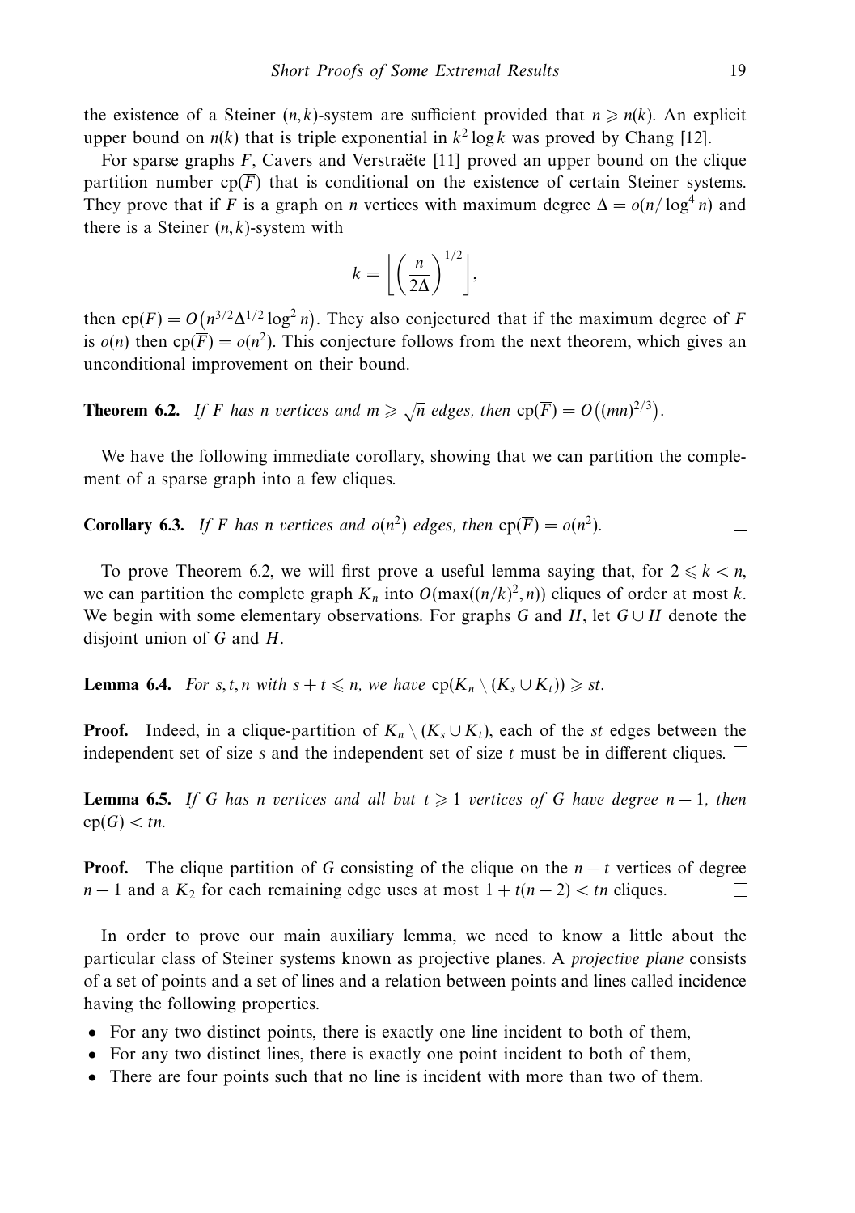the existence of a Steiner $(n,k)$-system are sufficient provided that $n \geqslant n(k)$. An explicit upper bound on $n(k)$ that is triple exponential in $k^2 \log k$ was proved by Chang [12].

For sparse graphs $F$, Cavers and Verstraëte [11] proved an upper bound on the clique partition number $\mathrm{cp}(\overline{F})$ that is conditional on the existence of certain Steiner systems. They prove that if $F$ is a graph on $n$ vertices with maximum degree $\Delta = o(n/\log^4 n)$ and there is a Steiner $(n,k)$-system with

$$k = \left\lfloor \left( \frac{n}{2\Delta} \right)^{1/2} \right\rfloor,$$

then $\mathrm{cp}(\overline{F}) = O\big(n^{3/2}\Delta^{1/2}\log^2 n\big)$. They also conjectured that if the maximum degree of $F$ is $o(n)$ then $\mathrm{cp}(\overline{F}) = o(n^2)$. This conjecture follows from the next theorem, which gives an unconditional improvement on their bound.

**Theorem 6.2.** *If $F$ has $n$ vertices and $m \geqslant \sqrt{n}$ edges, then $\mathrm{cp}(\overline{F}) = O\big((mn)^{2/3}\big)$.*

We have the following immediate corollary, showing that we can partition the complement of a sparse graph into a few cliques.

**Corollary 6.3.** *If $F$ has $n$ vertices and $o(n^2)$ edges, then $\mathrm{cp}(\overline{F}) = o(n^2)$.* □

To prove Theorem 6.2, we will first prove a useful lemma saying that, for $2 \leqslant k < n$, we can partition the complete graph $K_n$ into $O(\max((n/k)^2, n))$ cliques of order at most $k$. We begin with some elementary observations. For graphs $G$ and $H$, let $G \cup H$ denote the disjoint union of $G$ and $H$.

**Lemma 6.4.** *For $s,t,n$ with $s+t \leqslant n$, we have $\mathrm{cp}(K_n \setminus (K_s \cup K_t)) \geqslant st$.*

**Proof.** Indeed, in a clique-partition of $K_n \setminus (K_s \cup K_t)$, each of the $st$ edges between the independent set of size $s$ and the independent set of size $t$ must be in different cliques. □

**Lemma 6.5.** *If $G$ has $n$ vertices and all but $t \geqslant 1$ vertices of $G$ have degree $n-1$, then $\mathrm{cp}(G) < tn$.*

**Proof.** The clique partition of $G$ consisting of the clique on the $n-t$ vertices of degree $n-1$ and a $K_2$ for each remaining edge uses at most $1 + t(n-2) < tn$ cliques. □

In order to prove our main auxiliary lemma, we need to know a little about the particular class of Steiner systems known as projective planes. A *projective plane* consists of a set of points and a set of lines and a relation between points and lines called incidence having the following properties.

- For any two distinct points, there is exactly one line incident to both of them,
- For any two distinct lines, there is exactly one point incident to both of them,
- There are four points such that no line is incident with more than two of them.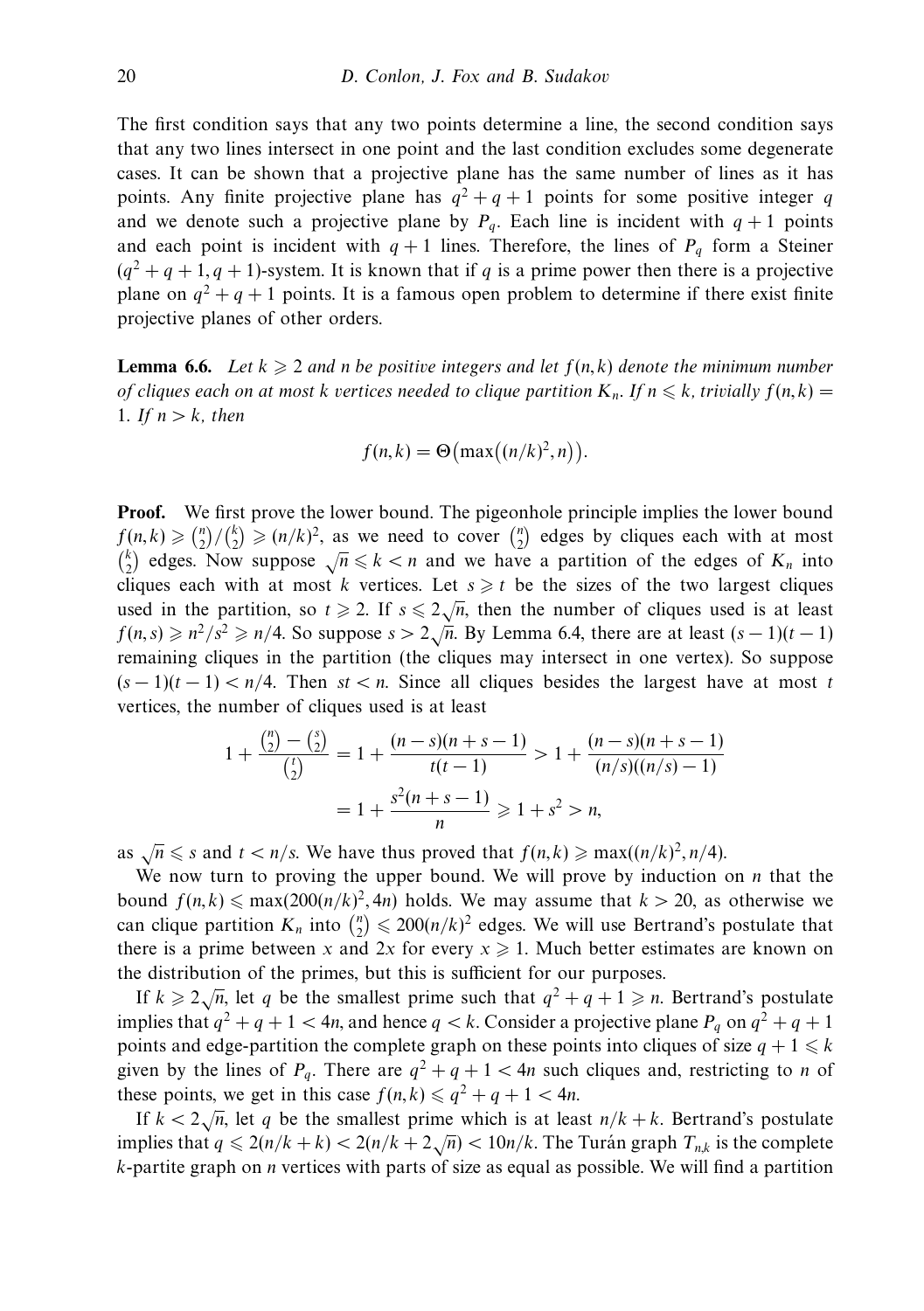The first condition says that any two points determine a line, the second condition says that any two lines intersect in one point and the last condition excludes some degenerate cases. It can be shown that a projective plane has the same number of lines as it has points. Any finite projective plane has $q^2+q+1$ points for some positive integer $q$ and we denote such a projective plane by $P_q$. Each line is incident with $q+1$ points and each point is incident with $q+1$ lines. Therefore, the lines of $P_q$ form a Steiner $(q^2+q+1, q+1)$-system. It is known that if $q$ is a prime power then there is a projective plane on $q^2+q+1$ points. It is a famous open problem to determine if there exist finite projective planes of other orders.

**Lemma 6.6.** *Let $k \geqslant 2$ and $n$ be positive integers and let $f(n,k)$ denote the minimum number of cliques each on at most $k$ vertices needed to clique partition $K_n$. If $n \leqslant k$, trivially $f(n,k) = 1$. If $n > k$, then*

$$f(n,k) = \Theta\big(\max\big((n/k)^2, n\big)\big).$$

**Proof.** We first prove the lower bound. The pigeonhole principle implies the lower bound $f(n,k) \geqslant \binom{n}{2}/\binom{k}{2} \geqslant (n/k)^2$, as we need to cover $\binom{n}{2}$ edges by cliques each with at most $\binom{k}{2}$ edges. Now suppose $\sqrt{n} \leqslant k < n$ and we have a partition of the edges of $K_n$ into cliques each with at most $k$ vertices. Let $s \geqslant t$ be the sizes of the two largest cliques used in the partition, so $t \geqslant 2$. If $s \leqslant 2\sqrt{n}$, then the number of cliques used is at least $f(n,s) \geqslant n^2/s^2 \geqslant n/4$. So suppose $s > 2\sqrt{n}$. By Lemma 6.4, there are at least $(s-1)(t-1)$ remaining cliques in the partition (the cliques may intersect in one vertex). So suppose $(s-1)(t-1) < n/4$. Then $st < n$. Since all cliques besides the largest have at most $t$ vertices, the number of cliques used is at least

$$\begin{aligned}
1 + \frac{\binom{n}{2} - \binom{s}{2}}{\binom{t}{2}} &= 1 + \frac{(n-s)(n+s-1)}{t(t-1)} > 1 + \frac{(n-s)(n+s-1)}{(n/s)((n/s)-1)} \\
&= 1 + \frac{s^2(n+s-1)}{n} \geqslant 1 + s^2 > n,
\end{aligned}$$

as $\sqrt{n} \leqslant s$ and $t < n/s$. We have thus proved that $f(n,k) \geqslant \max((n/k)^2, n/4)$.

We now turn to proving the upper bound. We will prove by induction on $n$ that the bound $f(n,k) \leqslant \max(200(n/k)^2, 4n)$ holds. We may assume that $k > 20$, as otherwise we can clique partition $K_n$ into $\binom{n}{2} \leqslant 200(n/k)^2$ edges. We will use Bertrand's postulate that there is a prime between $x$ and $2x$ for every $x \geqslant 1$. Much better estimates are known on the distribution of the primes, but this is sufficient for our purposes.

If $k \geqslant 2\sqrt{n}$, let $q$ be the smallest prime such that $q^2+q+1 \geqslant n$. Bertrand's postulate implies that $q^2+q+1 < 4n$, and hence $q < k$. Consider a projective plane $P_q$ on $q^2+q+1$ points and edge-partition the complete graph on these points into cliques of size $q+1 \leqslant k$ given by the lines of $P_q$. There are $q^2+q+1 < 4n$ such cliques and, restricting to $n$ of these points, we get in this case $f(n,k) \leqslant q^2+q+1 < 4n$.

If $k < 2\sqrt{n}$, let $q$ be the smallest prime which is at least $n/k+k$. Bertrand's postulate implies that $q \leqslant 2(n/k+k) < 2(n/k+2\sqrt{n}) < 10n/k$. The Turán graph $T_{n,k}$ is the complete $k$-partite graph on $n$ vertices with parts of size as equal as possible. We will find a partition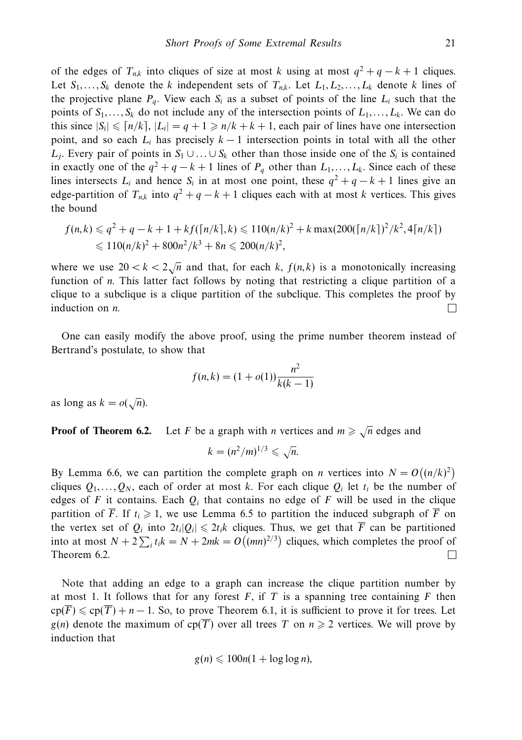of the edges of $T_{n,k}$ into cliques of size at most $k$ using at most $q^2+q-k+1$ cliques. Let $S_1,\ldots,S_k$ denote the $k$ independent sets of $T_{n,k}$. Let $L_1,L_2,\ldots,L_k$ denote $k$ lines of the projective plane $P_q$. View each $S_i$ as a subset of points of the line $L_i$ such that the points of $S_1,\ldots,S_k$ do not include any of the intersection points of $L_1,\ldots,L_k$. We can do this since $|S_i| \leqslant \lceil n/k \rceil$, $|L_i| = q+1 \geqslant n/k+k+1$, each pair of lines have one intersection point, and so each $L_i$ has precisely $k-1$ intersection points in total with all the other $L_j$. Every pair of points in $S_1 \cup \ldots \cup S_k$ other than those inside one of the $S_i$ is contained in exactly one of the $q^2+q-k+1$ lines of $P_q$ other than $L_1,\ldots,L_k$. Since each of these lines intersects $L_i$ and hence $S_i$ in at most one point, these $q^2+q-k+1$ lines give an edge-partition of $T_{n,k}$ into $q^2+q-k+1$ cliques each with at most $k$ vertices. This gives the bound

$$
\begin{aligned}
f(n,k) &\leqslant q^2+q-k+1+kf(\lceil n/k \rceil,k) \leqslant 110(n/k)^2 + k\max(200(\lceil n/k \rceil)^2/k^2, 4\lceil n/k \rceil) \\
&\leqslant 110(n/k)^2 + 800n^2/k^3 + 8n \leqslant 200(n/k)^2,
\end{aligned}
$$

where we use $20 < k < 2\sqrt{n}$ and that, for each $k$, $f(n,k)$ is a monotonically increasing function of $n$. This latter fact follows by noting that restricting a clique partition of a clique to a subclique is a clique partition of the subclique. This completes the proof by induction on $n$. □

One can easily modify the above proof, using the prime number theorem instead of Bertrand's postulate, to show that

$$
f(n,k) = (1+o(1))\frac{n^2}{k(k-1)}
$$

as long as $k = o(\sqrt{n})$.

**Proof of Theorem 6.2.** Let $F$ be a graph with $n$ vertices and $m \geqslant \sqrt{n}$ edges and

$$
k = (n^2/m)^{1/3} \leqslant \sqrt{n}.
$$

By Lemma 6.6, we can partition the complete graph on $n$ vertices into $N = O\big((n/k)^2\big)$ cliques $Q_1,\ldots,Q_N$, each of order at most $k$. For each clique $Q_i$ let $t_i$ be the number of edges of $F$ it contains. Each $Q_i$ that contains no edge of $F$ will be used in the clique partition of $\overline{F}$. If $t_i \geqslant 1$, we use Lemma 6.5 to partition the induced subgraph of $\overline{F}$ on the vertex set of $Q_i$ into $2t_i|Q_i| \leqslant 2t_ik$ cliques. Thus, we get that $\overline{F}$ can be partitioned into at most $N + 2\sum_i t_ik = N + 2mk = O\big((mn)^{2/3}\big)$ cliques, which completes the proof of Theorem 6.2. □

Note that adding an edge to a graph can increase the clique partition number by at most 1. It follows that for any forest $F$, if $T$ is a spanning tree containing $F$ then $\mathrm{cp}(\overline{F}) \leqslant \mathrm{cp}(\overline{T}) + n - 1$. So, to prove Theorem 6.1, it is sufficient to prove it for trees. Let $g(n)$ denote the maximum of $\mathrm{cp}(\overline{T})$ over all trees $T$ on $n \geqslant 2$ vertices. We will prove by induction that

$$
g(n) \leqslant 100n(1+\log\log n),
$$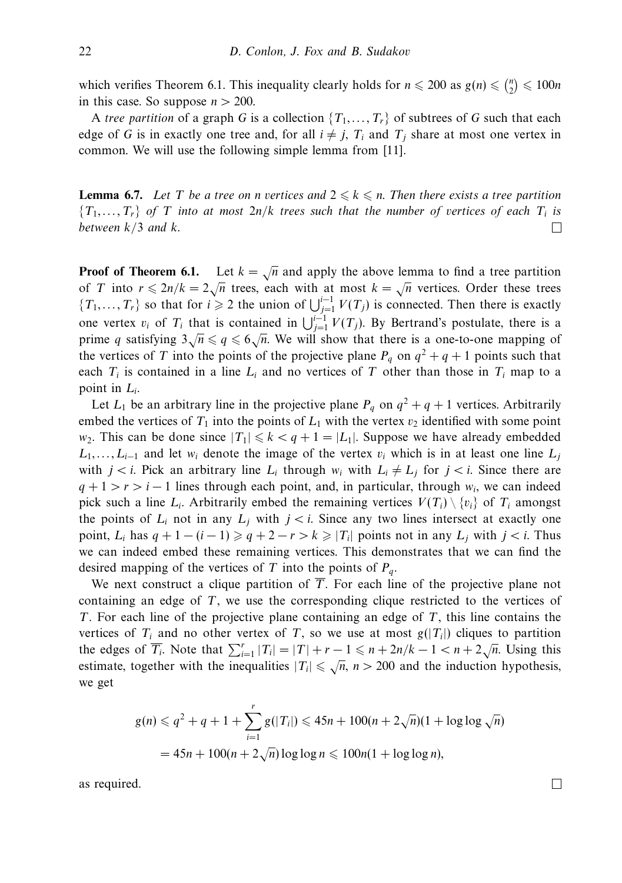which verifies Theorem 6.1. This inequality clearly holds for $n \leqslant 200$ as $g(n) \leqslant \binom{n}{2} \leqslant 100n$ in this case. So suppose $n > 200$.

A *tree partition* of a graph $G$ is a collection $\{T_1, \ldots, T_r\}$ of subtrees of $G$ such that each edge of $G$ is in exactly one tree and, for all $i \neq j$, $T_i$ and $T_j$ share at most one vertex in common. We will use the following simple lemma from [11].

**Lemma 6.7.** *Let $T$ be a tree on $n$ vertices and $2 \leqslant k \leqslant n$. Then there exists a tree partition $\{T_1, \ldots, T_r\}$ of $T$ into at most $2n/k$ trees such that the number of vertices of each $T_i$ is between $k/3$ and $k$.* □

**Proof of Theorem 6.1.** Let $k = \sqrt{n}$ and apply the above lemma to find a tree partition of $T$ into $r \leqslant 2n/k = 2\sqrt{n}$ trees, each with at most $k = \sqrt{n}$ vertices. Order these trees $\{T_1, \ldots, T_r\}$ so that for $i \geqslant 2$ the union of $\bigcup_{j=1}^{i-1} V(T_j)$ is connected. Then there is exactly one vertex $v_i$ of $T_i$ that is contained in $\bigcup_{j=1}^{i-1} V(T_j)$. By Bertrand's postulate, there is a prime $q$ satisfying $3\sqrt{n} \leqslant q \leqslant 6\sqrt{n}$. We will show that there is a one-to-one mapping of the vertices of $T$ into the points of the projective plane $P_q$ on $q^2 + q + 1$ points such that each $T_i$ is contained in a line $L_i$ and no vertices of $T$ other than those in $T_i$ map to a point in $L_i$.

Let $L_1$ be an arbitrary line in the projective plane $P_q$ on $q^2 + q + 1$ vertices. Arbitrarily embed the vertices of $T_1$ into the points of $L_1$ with the vertex $v_2$ identified with some point $w_2$. This can be done since $|T_1| \leqslant k < q + 1 = |L_1|$. Suppose we have already embedded $L_1, \ldots, L_{i-1}$ and let $w_i$ denote the image of the vertex $v_i$ which is in at least one line $L_j$ with $j < i$. Pick an arbitrary line $L_i$ through $w_i$ with $L_i \neq L_j$ for $j < i$. Since there are $q + 1 > r > i - 1$ lines through each point, and, in particular, through $w_i$, we can indeed pick such a line $L_i$. Arbitrarily embed the remaining vertices $V(T_i) \setminus \{v_i\}$ of $T_i$ amongst the points of $L_i$ not in any $L_j$ with $j < i$. Since any two lines intersect at exactly one point, $L_i$ has $q + 1 - (i - 1) \geqslant q + 2 - r > k \geqslant |T_i|$ points not in any $L_j$ with $j < i$. Thus we can indeed embed these remaining vertices. This demonstrates that we can find the desired mapping of the vertices of $T$ into the points of $P_q$.

We next construct a clique partition of $\overline{T}$. For each line of the projective plane not containing an edge of $T$, we use the corresponding clique restricted to the vertices of $T$. For each line of the projective plane containing an edge of $T$, this line contains the vertices of $T_i$ and no other vertex of $T$, so we use at most $g(|T_i|)$ cliques to partition the edges of $\overline{T_i}$. Note that $\sum_{i=1}^{r} |T_i| = |T| + r - 1 \leqslant n + 2n/k - 1 < n + 2\sqrt{n}$. Using this estimate, together with the inequalities $|T_i| \leqslant \sqrt{n}$, $n > 200$ and the induction hypothesis, we get

$$
\begin{aligned}
g(n) &\leqslant q^2 + q + 1 + \sum_{i=1}^{r} g(|T_i|) \leqslant 45n + 100(n + 2\sqrt{n})(1 + \log\log\sqrt{n}) \\
&= 45n + 100(n + 2\sqrt{n})\log\log n \leqslant 100n(1 + \log\log n),
\end{aligned}
$$

as required. □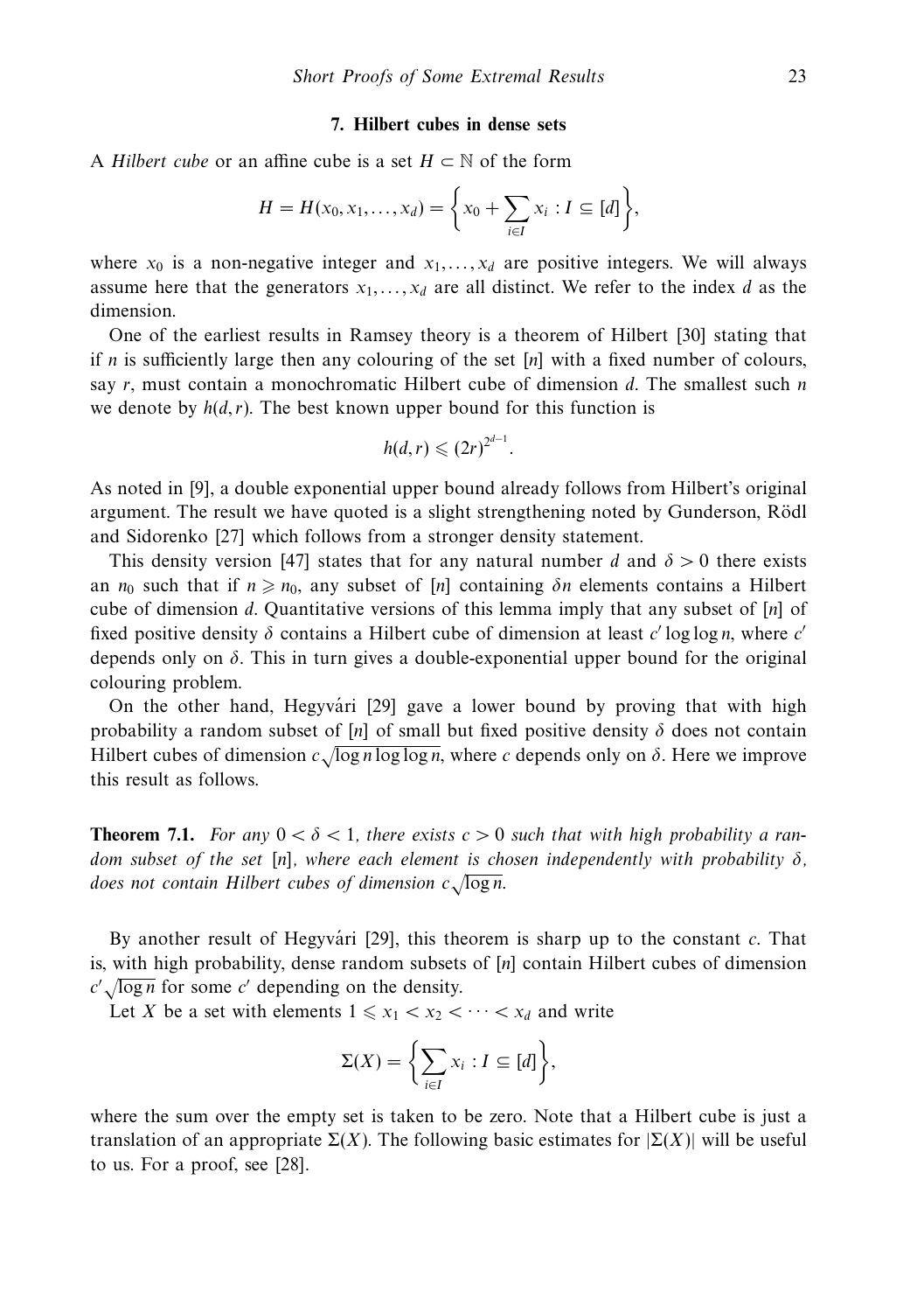## 7. Hilbert cubes in dense sets

A *Hilbert cube* or an affine cube is a set $H \subset \mathbb{N}$ of the form

$$H = H(x_0, x_1, \ldots, x_d) = \left\{ x_0 + \sum_{i \in I} x_i : I \subseteq [d] \right\},$$

where $x_0$ is a non-negative integer and $x_1, \ldots, x_d$ are positive integers. We will always assume here that the generators $x_1, \ldots, x_d$ are all distinct. We refer to the index $d$ as the dimension.

One of the earliest results in Ramsey theory is a theorem of Hilbert [30] stating that if $n$ is sufficiently large then any colouring of the set $[n]$ with a fixed number of colours, say $r$, must contain a monochromatic Hilbert cube of dimension $d$. The smallest such $n$ we denote by $h(d, r)$. The best known upper bound for this function is

$$h(d, r) \leqslant (2r)^{2^{d-1}}.$$

As noted in [9], a double exponential upper bound already follows from Hilbert's original argument. The result we have quoted is a slight strengthening noted by Gunderson, Rödl and Sidorenko [27] which follows from a stronger density statement.

This density version [47] states that for any natural number $d$ and $\delta > 0$ there exists an $n_0$ such that if $n \geqslant n_0$, any subset of $[n]$ containing $\delta n$ elements contains a Hilbert cube of dimension $d$. Quantitative versions of this lemma imply that any subset of $[n]$ of fixed positive density $\delta$ contains a Hilbert cube of dimension at least $c' \log \log n$, where $c'$ depends only on $\delta$. This in turn gives a double-exponential upper bound for the original colouring problem.

On the other hand, Hegyvári [29] gave a lower bound by proving that with high probability a random subset of $[n]$ of small but fixed positive density $\delta$ does not contain Hilbert cubes of dimension $c\sqrt{\log n \log \log n}$, where $c$ depends only on $\delta$. Here we improve this result as follows.

**Theorem 7.1.** *For any $0 < \delta < 1$, there exists $c > 0$ such that with high probability a random subset of the set $[n]$, where each element is chosen independently with probability $\delta$, does not contain Hilbert cubes of dimension $c\sqrt{\log n}$.*

By another result of Hegyvári [29], this theorem is sharp up to the constant $c$. That is, with high probability, dense random subsets of $[n]$ contain Hilbert cubes of dimension $c'\sqrt{\log n}$ for some $c'$ depending on the density.

Let $X$ be a set with elements $1 \leqslant x_1 < x_2 < \cdots < x_d$ and write

$$\Sigma(X) = \left\{ \sum_{i \in I} x_i : I \subseteq [d] \right\},$$

where the sum over the empty set is taken to be zero. Note that a Hilbert cube is just a translation of an appropriate $\Sigma(X)$. The following basic estimates for $|\Sigma(X)|$ will be useful to us. For a proof, see [28].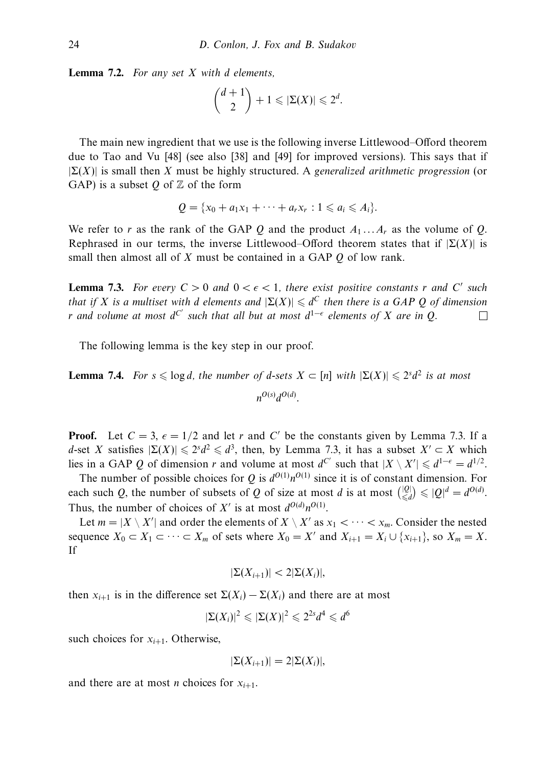**Lemma 7.2.** *For any set $X$ with $d$ elements,*

$$\binom{d+1}{2} + 1 \leqslant |\Sigma(X)| \leqslant 2^d.$$

The main new ingredient that we use is the following inverse Littlewood–Offord theorem due to Tao and Vu [48] (see also [38] and [49] for improved versions). This says that if $|\Sigma(X)|$ is small then $X$ must be highly structured. A *generalized arithmetic progression* (or GAP) is a subset $Q$ of $\mathbb{Z}$ of the form

$$Q = \{x_0 + a_1 x_1 + \cdots + a_r x_r : 1 \leqslant a_i \leqslant A_i\}.$$

We refer to $r$ as the rank of the GAP $Q$ and the product $A_1 \ldots A_r$ as the volume of $Q$. Rephrased in our terms, the inverse Littlewood–Offord theorem states that if $|\Sigma(X)|$ is small then almost all of $X$ must be contained in a GAP $Q$ of low rank.

**Lemma 7.3.** *For every $C > 0$ and $0 < \epsilon < 1$, there exist positive constants $r$ and $C'$ such that if $X$ is a multiset with $d$ elements and $|\Sigma(X)| \leqslant d^C$ then there is a GAP $Q$ of dimension $r$ and volume at most $d^{C'}$ such that all but at most $d^{1-\epsilon}$ elements of $X$ are in $Q$.* □

The following lemma is the key step in our proof.

**Lemma 7.4.** *For $s \leqslant \log d$, the number of $d$-sets $X \subset [n]$ with $|\Sigma(X)| \leqslant 2^s d^2$ is at most*

$$n^{O(s)} d^{O(d)}.$$

**Proof.** Let $C = 3$, $\epsilon = 1/2$ and let $r$ and $C'$ be the constants given by Lemma 7.3. If a $d$-set $X$ satisfies $|\Sigma(X)| \leqslant 2^s d^2 \leqslant d^3$, then, by Lemma 7.3, it has a subset $X' \subset X$ which lies in a GAP $Q$ of dimension $r$ and volume at most $d^{C'}$ such that $|X \setminus X'| \leqslant d^{1-\epsilon} = d^{1/2}$.

The number of possible choices for $Q$ is $d^{O(1)} n^{O(1)}$ since it is of constant dimension. For each such $Q$, the number of subsets of $Q$ of size at most $d$ is at most $\binom{|Q|}{\leqslant d} \leqslant |Q|^d = d^{O(d)}$. Thus, the number of choices of $X'$ is at most $d^{O(d)} n^{O(1)}$.

Let $m = |X \setminus X'|$ and order the elements of $X \setminus X'$ as $x_1 < \cdots < x_m$. Consider the nested sequence $X_0 \subset X_1 \subset \cdots \subset X_m$ of sets where $X_0 = X'$ and $X_{i+1} = X_i \cup \{x_{i+1}\}$, so $X_m = X$. If

$$|\Sigma(X_{i+1})| < 2|\Sigma(X_i)|,$$

then $x_{i+1}$ is in the difference set $\Sigma(X_i) - \Sigma(X_i)$ and there are at most

$$|\Sigma(X_i)|^2 \leqslant |\Sigma(X)|^2 \leqslant 2^{2s} d^4 \leqslant d^6$$

such choices for $x_{i+1}$. Otherwise,

$$|\Sigma(X_{i+1})| = 2|\Sigma(X_i)|,$$

and there are at most $n$ choices for $x_{i+1}$.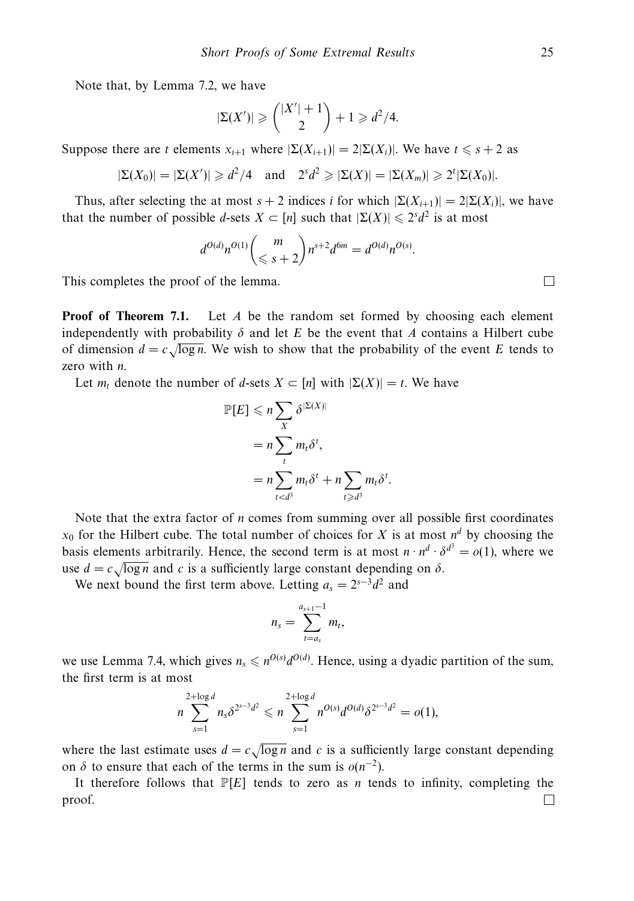Note that, by Lemma 7.2, we have

$$|\Sigma(X')| \geqslant \binom{|X'|+1}{2} + 1 \geqslant d^2/4.$$

Suppose there are $t$ elements $x_{i+1}$ where $|\Sigma(X_{i+1})| = 2|\Sigma(X_i)|$. We have $t \leqslant s+2$ as

$$|\Sigma(X_0)| = |\Sigma(X')| \geqslant d^2/4 \quad \text{and} \quad 2^s d^2 \geqslant |\Sigma(X)| = |\Sigma(X_m)| \geqslant 2^t |\Sigma(X_0)|.$$

Thus, after selecting the at most $s+2$ indices $i$ for which $|\Sigma(X_{i+1})| = 2|\Sigma(X_i)|$, we have that the number of possible $d$-sets $X \subset [n]$ such that $|\Sigma(X)| \leqslant 2^s d^2$ is at most

$$d^{O(d)} n^{O(1)} \binom{m}{\leqslant s+2} n^{s+2} d^{6m} = d^{O(d)} n^{O(s)}.$$

This completes the proof of the lemma. $\square$

**Proof of Theorem 7.1.** Let $A$ be the random set formed by choosing each element independently with probability $\delta$ and let $E$ be the event that $A$ contains a Hilbert cube of dimension $d = c\sqrt{\log n}$. We wish to show that the probability of the event $E$ tends to zero with $n$.

Let $m_t$ denote the number of $d$-sets $X \subset [n]$ with $|\Sigma(X)| = t$. We have

$$\begin{aligned}
\mathbb{P}[E] &\leqslant n \sum_X \delta^{|\Sigma(X)|} \\
&= n \sum_t m_t \delta^t, \\
&= n \sum_{t<d^3} m_t \delta^t + n \sum_{t \geqslant d^3} m_t \delta^t.
\end{aligned}$$

Note that the extra factor of $n$ comes from summing over all possible first coordinates $x_0$ for the Hilbert cube. The total number of choices for $X$ is at most $n^d$ by choosing the basis elements arbitrarily. Hence, the second term is at most $n \cdot n^d \cdot \delta^{d^3} = o(1)$, where we use $d = c\sqrt{\log n}$ and $c$ is a sufficiently large constant depending on $\delta$.

We next bound the first term above. Letting $a_s = 2^{s-3}d^2$ and

$$n_s = \sum_{t=a_s}^{a_{s+1}-1} m_t,$$

we use Lemma 7.4, which gives $n_s \leqslant n^{O(s)} d^{O(d)}$. Hence, using a dyadic partition of the sum, the first term is at most

$$n \sum_{s=1}^{2+\log d} n_s \delta^{2^{s-3}d^2} \leqslant n \sum_{s=1}^{2+\log d} n^{O(s)} d^{O(d)} \delta^{2^{s-3}d^2} = o(1),$$

where the last estimate uses $d = c\sqrt{\log n}$ and $c$ is a sufficiently large constant depending on $\delta$ to ensure that each of the terms in the sum is $o(n^{-2})$.

It therefore follows that $\mathbb{P}[E]$ tends to zero as $n$ tends to infinity, completing the proof. $\square$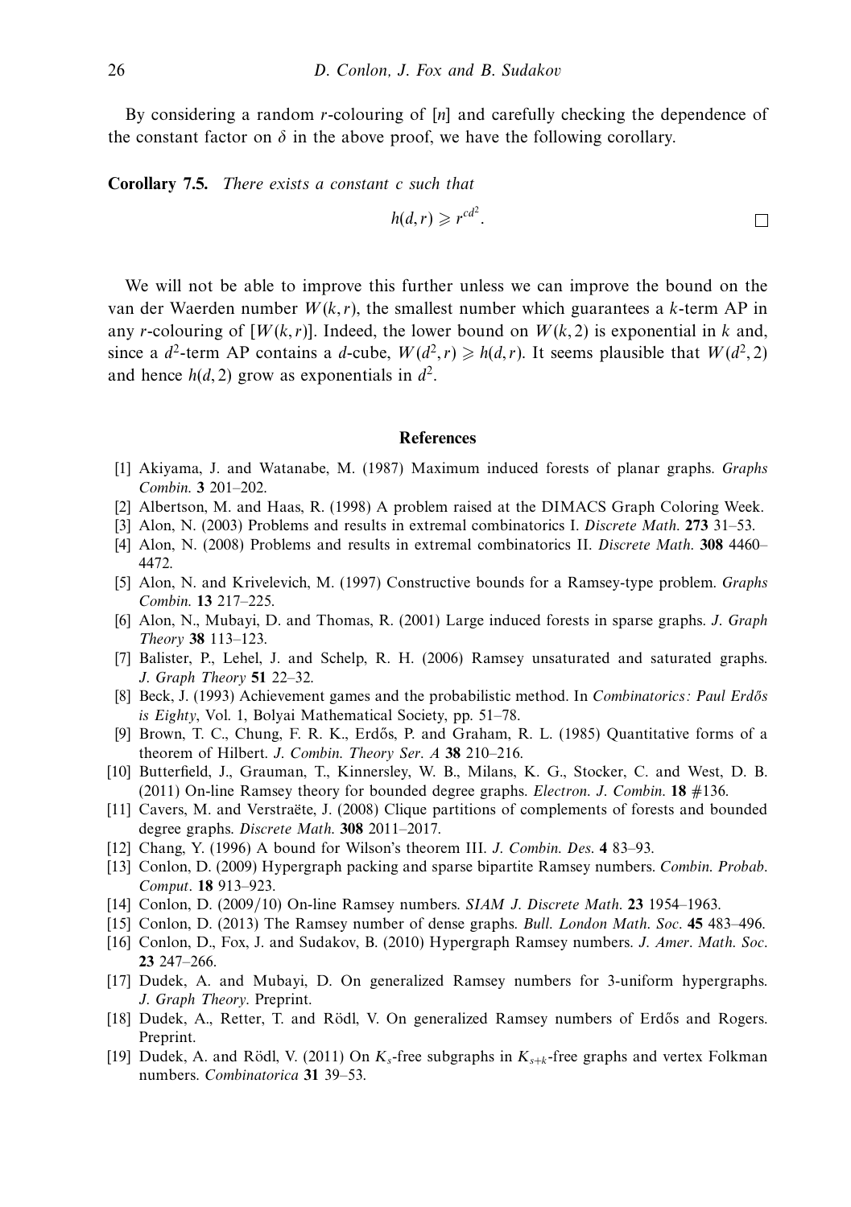By considering a random $r$-colouring of $[n]$ and carefully checking the dependence of the constant factor on $\delta$ in the above proof, we have the following corollary.

**Corollary 7.5.** *There exists a constant $c$ such that*

$$h(d, r) \geqslant r^{cd^2}.$$

□

We will not be able to improve this further unless we can improve the bound on the van der Waerden number $W(k, r)$, the smallest number which guarantees a $k$-term AP in any $r$-colouring of $[W(k, r)]$. Indeed, the lower bound on $W(k, 2)$ is exponential in $k$ and, since a $d^2$-term AP contains a $d$-cube, $W(d^2, r) \geqslant h(d, r)$. It seems plausible that $W(d^2, 2)$ and hence $h(d, 2)$ grow as exponentials in $d^2$.

## References

[1] Akiyama, J. and Watanabe, M. (1987) Maximum induced forests of planar graphs. *Graphs Combin.* **3** 201–202.

[2] Albertson, M. and Haas, R. (1998) A problem raised at the DIMACS Graph Coloring Week.

[3] Alon, N. (2003) Problems and results in extremal combinatorics I. *Discrete Math.* **273** 31–53.

[4] Alon, N. (2008) Problems and results in extremal combinatorics II. *Discrete Math.* **308** 4460–4472.

[5] Alon, N. and Krivelevich, M. (1997) Constructive bounds for a Ramsey-type problem. *Graphs Combin.* **13** 217–225.

[6] Alon, N., Mubayi, D. and Thomas, R. (2001) Large induced forests in sparse graphs. *J. Graph Theory* **38** 113–123.

[7] Balister, P., Lehel, J. and Schelp, R. H. (2006) Ramsey unsaturated and saturated graphs. *J. Graph Theory* **51** 22–32.

[8] Beck, J. (1993) Achievement games and the probabilistic method. In *Combinatorics: Paul Erdős is Eighty*, Vol. 1, Bolyai Mathematical Society, pp. 51–78.

[9] Brown, T. C., Chung, F. R. K., Erdős, P. and Graham, R. L. (1985) Quantitative forms of a theorem of Hilbert. *J. Combin. Theory Ser. A* **38** 210–216.

[10] Butterfield, J., Grauman, T., Kinnersley, W. B., Milans, K. G., Stocker, C. and West, D. B. (2011) On-line Ramsey theory for bounded degree graphs. *Electron. J. Combin.* **18** #136.

[11] Cavers, M. and Verstraëte, J. (2008) Clique partitions of complements of forests and bounded degree graphs. *Discrete Math.* **308** 2011–2017.

[12] Chang, Y. (1996) A bound for Wilson's theorem III. *J. Combin. Des.* **4** 83–93.

[13] Conlon, D. (2009) Hypergraph packing and sparse bipartite Ramsey numbers. *Combin. Probab. Comput.* **18** 913–923.

[14] Conlon, D. (2009/10) On-line Ramsey numbers. *SIAM J. Discrete Math.* **23** 1954–1963.

[15] Conlon, D. (2013) The Ramsey number of dense graphs. *Bull. London Math. Soc.* **45** 483–496.

[16] Conlon, D., Fox, J. and Sudakov, B. (2010) Hypergraph Ramsey numbers. *J. Amer. Math. Soc.* **23** 247–266.

[17] Dudek, A. and Mubayi, D. On generalized Ramsey numbers for 3-uniform hypergraphs. *J. Graph Theory*. Preprint.

[18] Dudek, A., Retter, T. and Rödl, V. On generalized Ramsey numbers of Erdős and Rogers. Preprint.

[19] Dudek, A. and Rödl, V. (2011) On $K_s$-free subgraphs in $K_{s+k}$-free graphs and vertex Folkman numbers. *Combinatorica* **31** 39–53.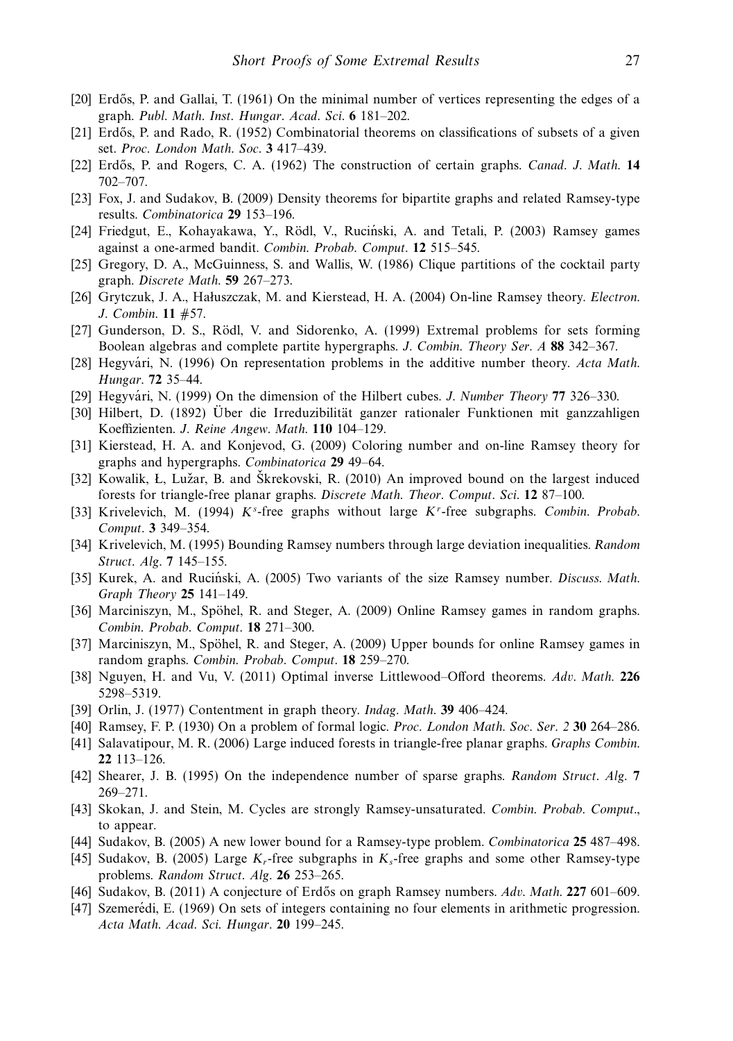[20] Erdős, P. and Gallai, T. (1961) On the minimal number of vertices representing the edges of a graph. *Publ. Math. Inst. Hungar. Acad. Sci.* **6** 181–202.

[21] Erdős, P. and Rado, R. (1952) Combinatorial theorems on classifications of subsets of a given set. *Proc. London Math. Soc.* **3** 417–439.

[22] Erdős, P. and Rogers, C. A. (1962) The construction of certain graphs. *Canad. J. Math.* **14** 702–707.

[23] Fox, J. and Sudakov, B. (2009) Density theorems for bipartite graphs and related Ramsey-type results. *Combinatorica* **29** 153–196.

[24] Friedgut, E., Kohayakawa, Y., Rödl, V., Ruciński, A. and Tetali, P. (2003) Ramsey games against a one-armed bandit. *Combin. Probab. Comput.* **12** 515–545.

[25] Gregory, D. A., McGuinness, S. and Wallis, W. (1986) Clique partitions of the cocktail party graph. *Discrete Math.* **59** 267–273.

[26] Grytczuk, J. A., Hałuszczak, M. and Kierstead, H. A. (2004) On-line Ramsey theory. *Electron. J. Combin.* **11** #57.

[27] Gunderson, D. S., Rödl, V. and Sidorenko, A. (1999) Extremal problems for sets forming Boolean algebras and complete partite hypergraphs. *J. Combin. Theory Ser. A* **88** 342–367.

[28] Hegyvári, N. (1996) On representation problems in the additive number theory. *Acta Math. Hungar.* **72** 35–44.

[29] Hegyvári, N. (1999) On the dimension of the Hilbert cubes. *J. Number Theory* **77** 326–330.

[30] Hilbert, D. (1892) Über die Irreduzibilität ganzer rationaler Funktionen mit ganzzahligen Koeffizienten. *J. Reine Angew. Math.* **110** 104–129.

[31] Kierstead, H. A. and Konjevod, G. (2009) Coloring number and on-line Ramsey theory for graphs and hypergraphs. *Combinatorica* **29** 49–64.

[32] Kowalik, Ł., Lužar, B. and Škrekovski, R. (2010) An improved bound on the largest induced forests for triangle-free planar graphs. *Discrete Math. Theor. Comput. Sci.* **12** 87–100.

[33] Krivelevich, M. (1994) $K^s$-free graphs without large $K^r$-free subgraphs. *Combin. Probab. Comput.* **3** 349–354.

[34] Krivelevich, M. (1995) Bounding Ramsey numbers through large deviation inequalities. *Random Struct. Alg.* **7** 145–155.

[35] Kurek, A. and Ruciński, A. (2005) Two variants of the size Ramsey number. *Discuss. Math. Graph Theory* **25** 141–149.

[36] Marciniszyn, M., Spöhel, R. and Steger, A. (2009) Online Ramsey games in random graphs. *Combin. Probab. Comput.* **18** 271–300.

[37] Marciniszyn, M., Spöhel, R. and Steger, A. (2009) Upper bounds for online Ramsey games in random graphs. *Combin. Probab. Comput.* **18** 259–270.

[38] Nguyen, H. and Vu, V. (2011) Optimal inverse Littlewood–Offord theorems. *Adv. Math.* **226** 5298–5319.

[39] Orlin, J. (1977) Contentment in graph theory. *Indag. Math.* **39** 406–424.

[40] Ramsey, F. P. (1930) On a problem of formal logic. *Proc. London Math. Soc. Ser. 2* **30** 264–286.

[41] Salavatipour, M. R. (2006) Large induced forests in triangle-free planar graphs. *Graphs Combin.* **22** 113–126.

[42] Shearer, J. B. (1995) On the independence number of sparse graphs. *Random Struct. Alg.* **7** 269–271.

[43] Skokan, J. and Stein, M. Cycles are strongly Ramsey-unsaturated. *Combin. Probab. Comput.*, to appear.

[44] Sudakov, B. (2005) A new lower bound for a Ramsey-type problem. *Combinatorica* **25** 487–498.

[45] Sudakov, B. (2005) Large $K_r$-free subgraphs in $K_s$-free graphs and some other Ramsey-type problems. *Random Struct. Alg.* **26** 253–265.

[46] Sudakov, B. (2011) A conjecture of Erdős on graph Ramsey numbers. *Adv. Math.* **227** 601–609.

[47] Szemerédi, E. (1969) On sets of integers containing no four elements in arithmetic progression. *Acta Math. Acad. Sci. Hungar.* **20** 199–245.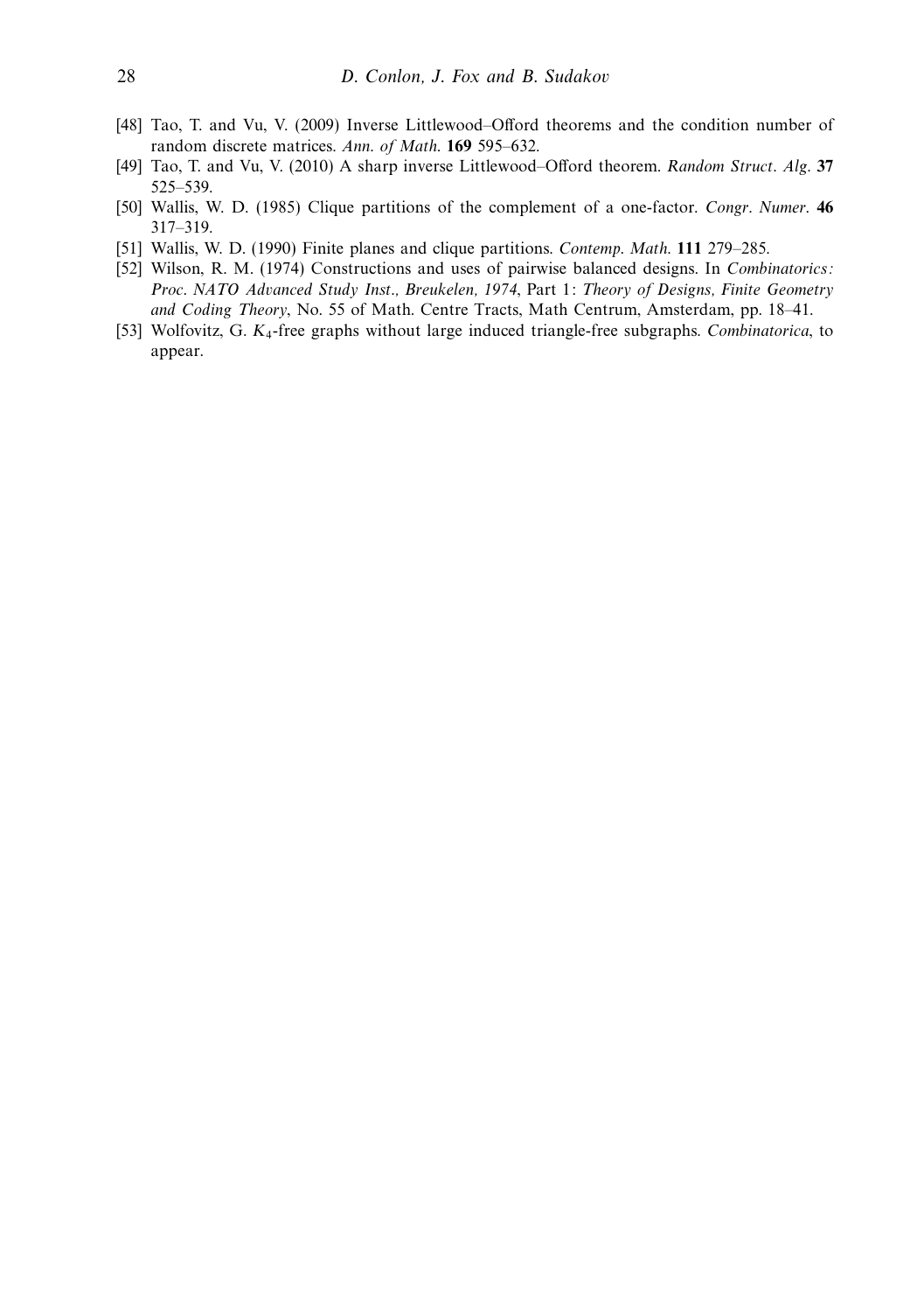[48] Tao, T. and Vu, V. (2009) Inverse Littlewood–Offord theorems and the condition number of random discrete matrices. *Ann. of Math.* **169** 595–632.

[49] Tao, T. and Vu, V. (2010) A sharp inverse Littlewood–Offord theorem. *Random Struct. Alg.* **37** 525–539.

[50] Wallis, W. D. (1985) Clique partitions of the complement of a one-factor. *Congr. Numer.* **46** 317–319.

[51] Wallis, W. D. (1990) Finite planes and clique partitions. *Contemp. Math.* **111** 279–285.

[52] Wilson, R. M. (1974) Constructions and uses of pairwise balanced designs. In *Combinatorics: Proc. NATO Advanced Study Inst., Breukelen, 1974*, Part 1: *Theory of Designs, Finite Geometry and Coding Theory*, No. 55 of Math. Centre Tracts, Math Centrum, Amsterdam, pp. 18–41.

[53] Wolfovitz, G. $K_4$-free graphs without large induced triangle-free subgraphs. *Combinatorica*, to appear.